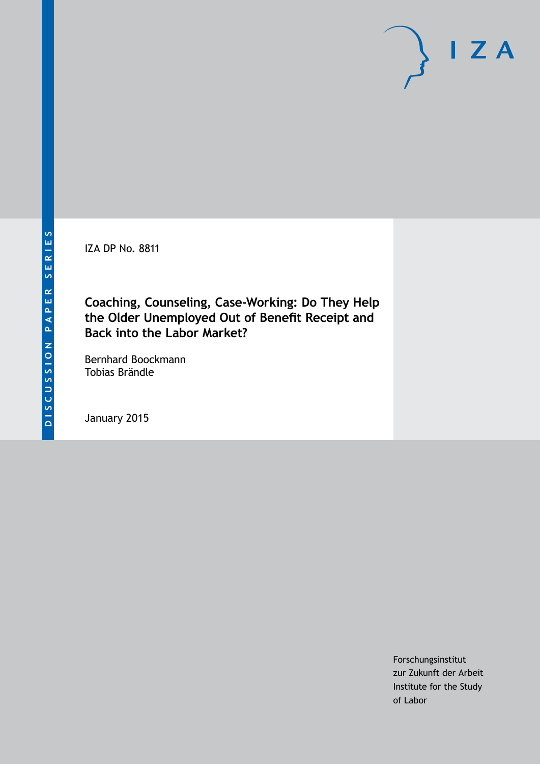IZA DP No. 8811

# Coaching, Counseling, Case-Working: Do They Help the Older Unemployed Out of Benefit Receipt and Back into the Labor Market?

Bernhard Boockmann
Tobias Brändle

January 2015

Forschungsinstitut
zur Zukunft der Arbeit
Institute for the Study
of Labor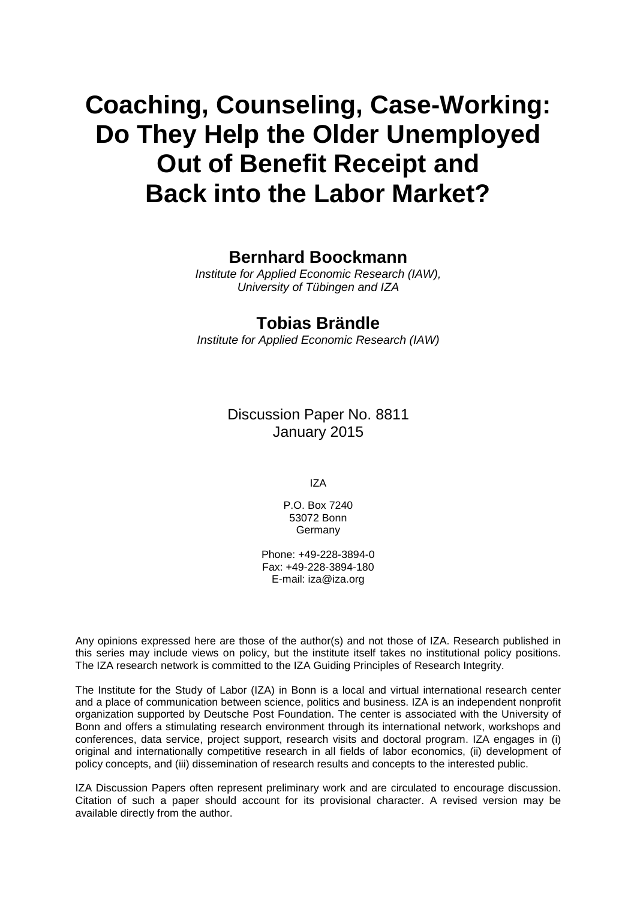# Coaching, Counseling, Case-Working: Do They Help the Older Unemployed Out of Benefit Receipt and Back into the Labor Market?

**Bernhard Boockmann**

*Institute for Applied Economic Research (IAW), University of Tübingen and IZA*

**Tobias Brändle**

*Institute for Applied Economic Research (IAW)*

Discussion Paper No. 8811
January 2015

IZA

P.O. Box 7240
53072 Bonn
Germany

Phone: +49-228-3894-0
Fax: +49-228-3894-180
E-mail: iza@iza.org

Any opinions expressed here are those of the author(s) and not those of IZA. Research published in this series may include views on policy, but the institute itself takes no institutional policy positions. The IZA research network is committed to the IZA Guiding Principles of Research Integrity.

The Institute for the Study of Labor (IZA) in Bonn is a local and virtual international research center and a place of communication between science, politics and business. IZA is an independent nonprofit organization supported by Deutsche Post Foundation. The center is associated with the University of Bonn and offers a stimulating research environment through its international network, workshops and conferences, data service, project support, research visits and doctoral program. IZA engages in (i) original and internationally competitive research in all fields of labor economics, (ii) development of policy concepts, and (iii) dissemination of research results and concepts to the interested public.

IZA Discussion Papers often represent preliminary work and are circulated to encourage discussion. Citation of such a paper should account for its provisional character. A revised version may be available directly from the author.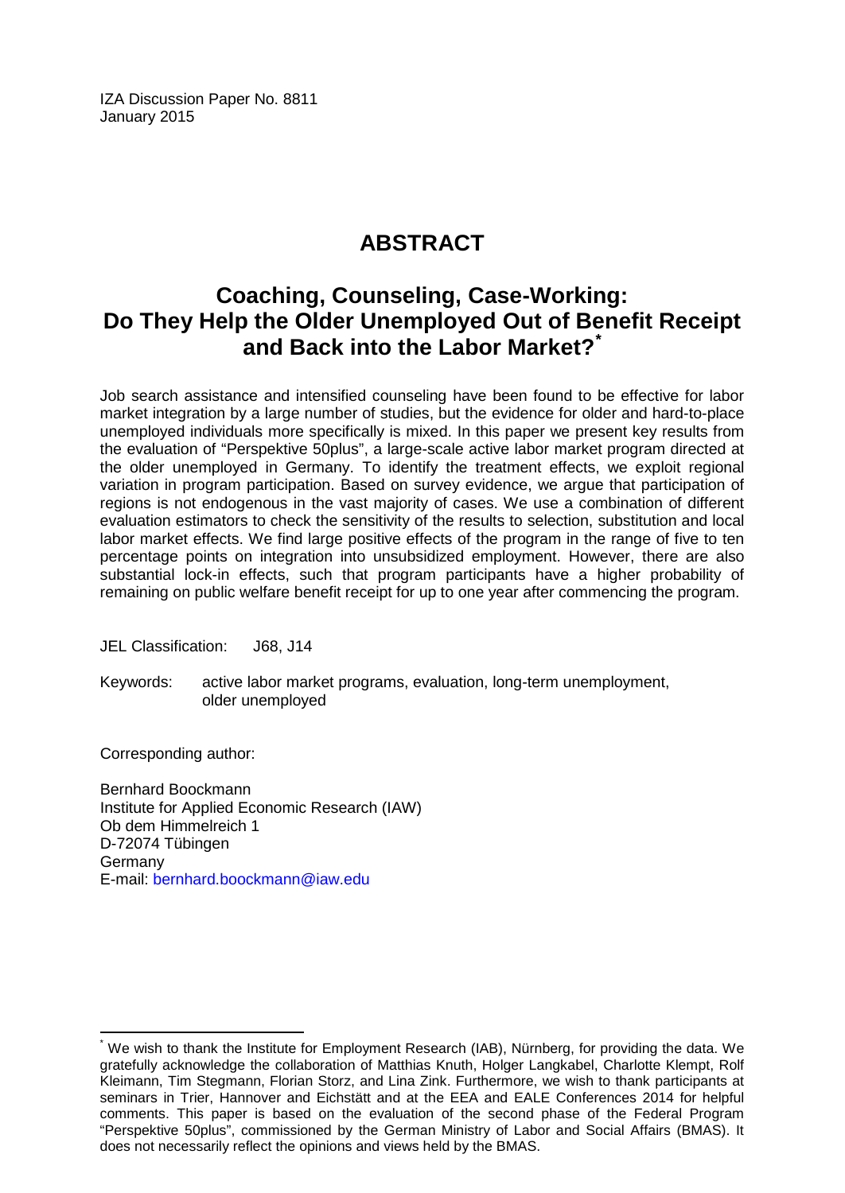IZA Discussion Paper No. 8811
January 2015

# ABSTRACT

## Coaching, Counseling, Case-Working: Do They Help the Older Unemployed Out of Benefit Receipt and Back into the Labor Market?[*]

Job search assistance and intensified counseling have been found to be effective for labor market integration by a large number of studies, but the evidence for older and hard-to-place unemployed individuals more specifically is mixed. In this paper we present key results from the evaluation of "Perspektive 50plus", a large-scale active labor market program directed at the older unemployed in Germany. To identify the treatment effects, we exploit regional variation in program participation. Based on survey evidence, we argue that participation of regions is not endogenous in the vast majority of cases. We use a combination of different evaluation estimators to check the sensitivity of the results to selection, substitution and local labor market effects. We find large positive effects of the program in the range of five to ten percentage points on integration into unsubsidized employment. However, there are also substantial lock-in effects, such that program participants have a higher probability of remaining on public welfare benefit receipt for up to one year after commencing the program.

JEL Classification: J68, J14

Keywords: active labor market programs, evaluation, long-term unemployment, older unemployed

Corresponding author:

Bernhard Boockmann
Institute for Applied Economic Research (IAW)
Ob dem Himmelreich 1
D-72074 Tübingen
Germany
E-mail: bernhard.boockmann@iaw.edu

[*] We wish to thank the Institute for Employment Research (IAB), Nürnberg, for providing the data. We gratefully acknowledge the collaboration of Matthias Knuth, Holger Langkabel, Charlotte Klempt, Rolf Kleimann, Tim Stegmann, Florian Storz, and Lina Zink. Furthermore, we wish to thank participants at seminars in Trier, Hannover and Eichstätt and at the EEA and EALE Conferences 2014 for helpful comments. This paper is based on the evaluation of the second phase of the Federal Program "Perspektive 50plus", commissioned by the German Ministry of Labor and Social Affairs (BMAS). It does not necessarily reflect the opinions and views held by the BMAS.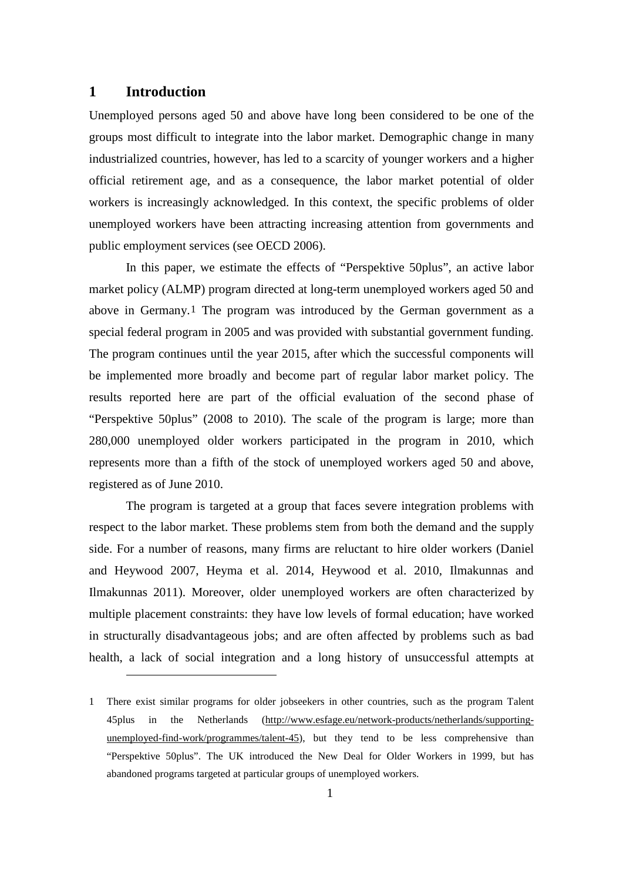## 1 Introduction

Unemployed persons aged 50 and above have long been considered to be one of the groups most difficult to integrate into the labor market. Demographic change in many industrialized countries, however, has led to a scarcity of younger workers and a higher official retirement age, and as a consequence, the labor market potential of older workers is increasingly acknowledged. In this context, the specific problems of older unemployed workers have been attracting increasing attention from governments and public employment services (see OECD 2006).

In this paper, we estimate the effects of "Perspektive 50plus", an active labor market policy (ALMP) program directed at long-term unemployed workers aged 50 and above in Germany.[1] The program was introduced by the German government as a special federal program in 2005 and was provided with substantial government funding. The program continues until the year 2015, after which the successful components will be implemented more broadly and become part of regular labor market policy. The results reported here are part of the official evaluation of the second phase of "Perspektive 50plus" (2008 to 2010). The scale of the program is large; more than 280,000 unemployed older workers participated in the program in 2010, which represents more than a fifth of the stock of unemployed workers aged 50 and above, registered as of June 2010.

The program is targeted at a group that faces severe integration problems with respect to the labor market. These problems stem from both the demand and the supply side. For a number of reasons, many firms are reluctant to hire older workers (Daniel and Heywood 2007, Heyma et al. 2014, Heywood et al. 2010, Ilmakunnas and Ilmakunnas 2011). Moreover, older unemployed workers are often characterized by multiple placement constraints: they have low levels of formal education; have worked in structurally disadvantageous jobs; and are often affected by problems such as bad health, a lack of social integration and a long history of unsuccessful attempts at

---

1 There exist similar programs for older jobseekers in other countries, such as the program Talent 45plus in the Netherlands (http://www.esfage.eu/network-products/netherlands/supporting-unemployed-find-work/programmes/talent-45), but they tend to be less comprehensive than "Perspektive 50plus". The UK introduced the New Deal for Older Workers in 1999, but has abandoned programs targeted at particular groups of unemployed workers.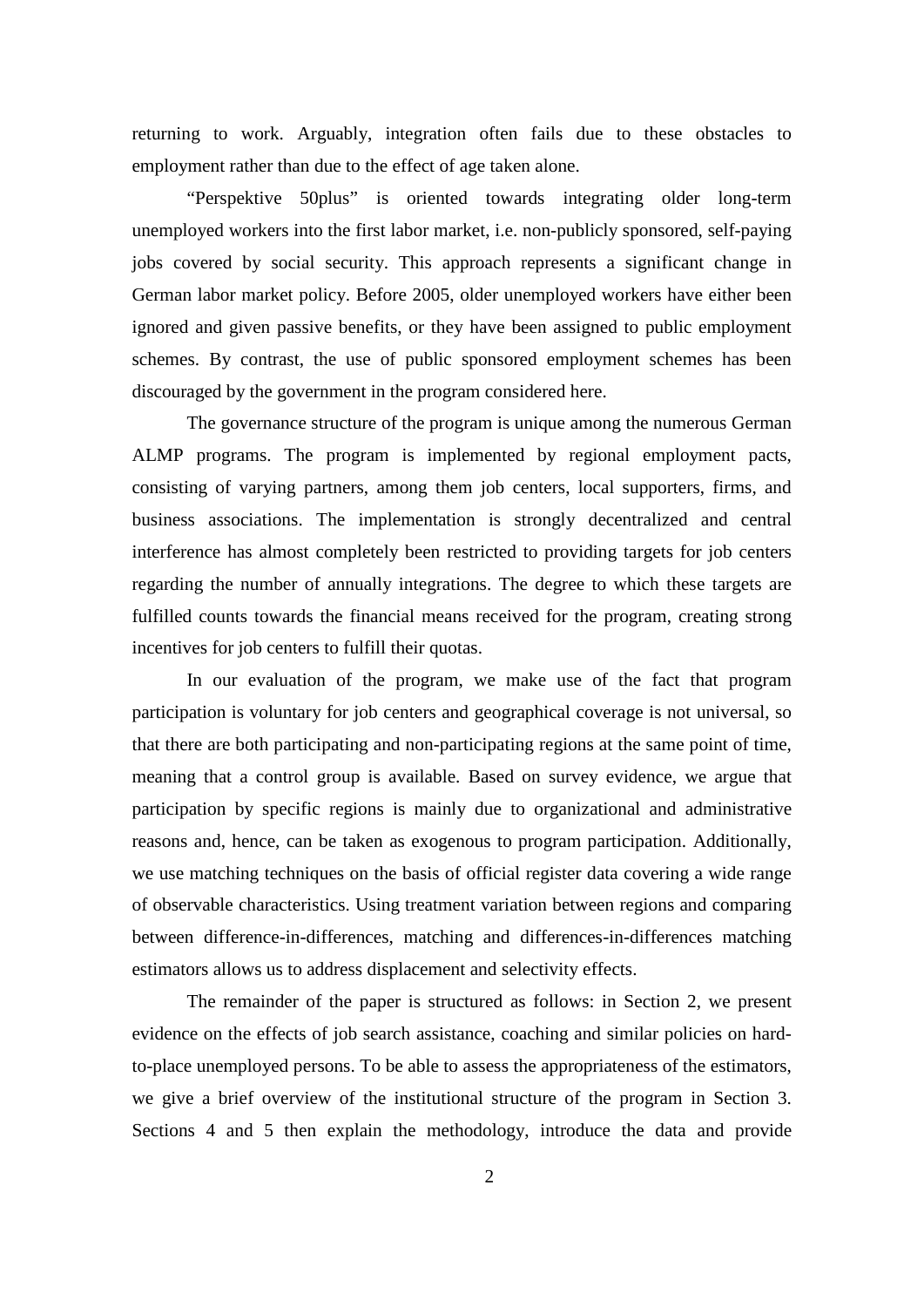returning to work. Arguably, integration often fails due to these obstacles to employment rather than due to the effect of age taken alone.

"Perspektive 50plus" is oriented towards integrating older long-term unemployed workers into the first labor market, i.e. non-publicly sponsored, self-paying jobs covered by social security. This approach represents a significant change in German labor market policy. Before 2005, older unemployed workers have either been ignored and given passive benefits, or they have been assigned to public employment schemes. By contrast, the use of public sponsored employment schemes has been discouraged by the government in the program considered here.

The governance structure of the program is unique among the numerous German ALMP programs. The program is implemented by regional employment pacts, consisting of varying partners, among them job centers, local supporters, firms, and business associations. The implementation is strongly decentralized and central interference has almost completely been restricted to providing targets for job centers regarding the number of annually integrations. The degree to which these targets are fulfilled counts towards the financial means received for the program, creating strong incentives for job centers to fulfill their quotas.

In our evaluation of the program, we make use of the fact that program participation is voluntary for job centers and geographical coverage is not universal, so that there are both participating and non-participating regions at the same point of time, meaning that a control group is available. Based on survey evidence, we argue that participation by specific regions is mainly due to organizational and administrative reasons and, hence, can be taken as exogenous to program participation. Additionally, we use matching techniques on the basis of official register data covering a wide range of observable characteristics. Using treatment variation between regions and comparing between difference-in-differences, matching and differences-in-differences matching estimators allows us to address displacement and selectivity effects.

The remainder of the paper is structured as follows: in Section 2, we present evidence on the effects of job search assistance, coaching and similar policies on hard-to-place unemployed persons. To be able to assess the appropriateness of the estimators, we give a brief overview of the institutional structure of the program in Section 3. Sections 4 and 5 then explain the methodology, introduce the data and provide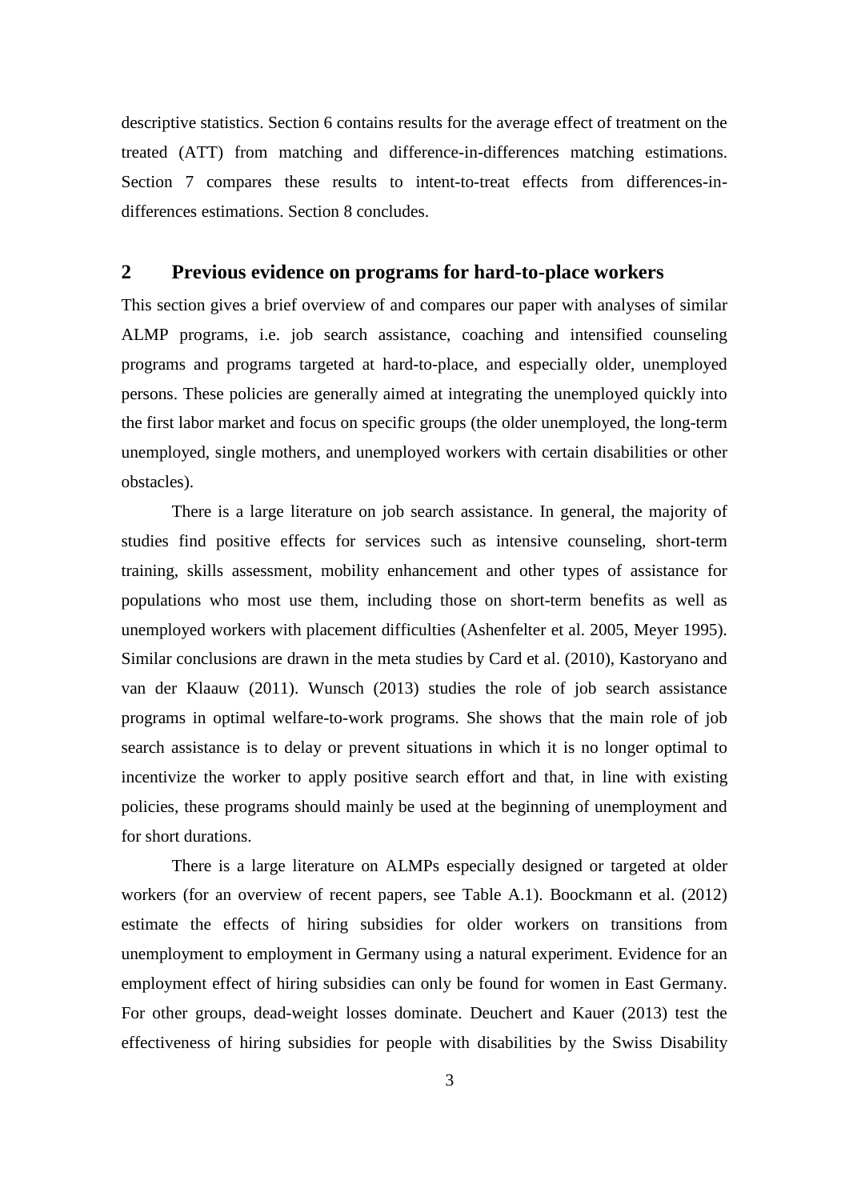descriptive statistics. Section 6 contains results for the average effect of treatment on the treated (ATT) from matching and difference-in-differences matching estimations. Section 7 compares these results to intent-to-treat effects from differences-in-differences estimations. Section 8 concludes.

## 2 Previous evidence on programs for hard-to-place workers

This section gives a brief overview of and compares our paper with analyses of similar ALMP programs, i.e. job search assistance, coaching and intensified counseling programs and programs targeted at hard-to-place, and especially older, unemployed persons. These policies are generally aimed at integrating the unemployed quickly into the first labor market and focus on specific groups (the older unemployed, the long-term unemployed, single mothers, and unemployed workers with certain disabilities or other obstacles).

There is a large literature on job search assistance. In general, the majority of studies find positive effects for services such as intensive counseling, short-term training, skills assessment, mobility enhancement and other types of assistance for populations who most use them, including those on short-term benefits as well as unemployed workers with placement difficulties (Ashenfelter et al. 2005, Meyer 1995). Similar conclusions are drawn in the meta studies by Card et al. (2010), Kastoryano and van der Klaauw (2011). Wunsch (2013) studies the role of job search assistance programs in optimal welfare-to-work programs. She shows that the main role of job search assistance is to delay or prevent situations in which it is no longer optimal to incentivize the worker to apply positive search effort and that, in line with existing policies, these programs should mainly be used at the beginning of unemployment and for short durations.

There is a large literature on ALMPs especially designed or targeted at older workers (for an overview of recent papers, see Table A.1). Boockmann et al. (2012) estimate the effects of hiring subsidies for older workers on transitions from unemployment to employment in Germany using a natural experiment. Evidence for an employment effect of hiring subsidies can only be found for women in East Germany. For other groups, dead-weight losses dominate. Deuchert and Kauer (2013) test the effectiveness of hiring subsidies for people with disabilities by the Swiss Disability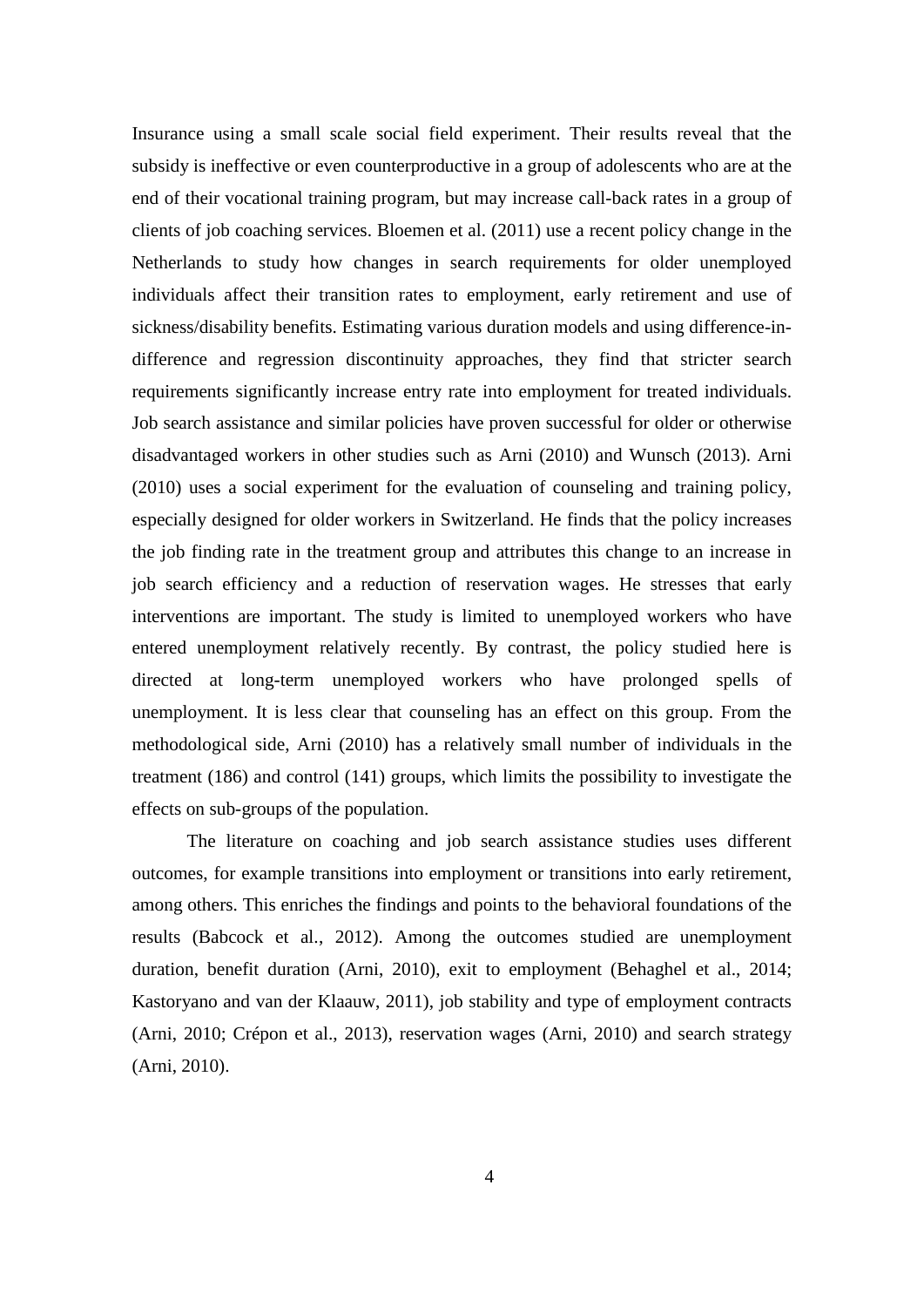Insurance using a small scale social field experiment. Their results reveal that the subsidy is ineffective or even counterproductive in a group of adolescents who are at the end of their vocational training program, but may increase call-back rates in a group of clients of job coaching services. Bloemen et al. (2011) use a recent policy change in the Netherlands to study how changes in search requirements for older unemployed individuals affect their transition rates to employment, early retirement and use of sickness/disability benefits. Estimating various duration models and using difference-in-difference and regression discontinuity approaches, they find that stricter search requirements significantly increase entry rate into employment for treated individuals. Job search assistance and similar policies have proven successful for older or otherwise disadvantaged workers in other studies such as Arni (2010) and Wunsch (2013). Arni (2010) uses a social experiment for the evaluation of counseling and training policy, especially designed for older workers in Switzerland. He finds that the policy increases the job finding rate in the treatment group and attributes this change to an increase in job search efficiency and a reduction of reservation wages. He stresses that early interventions are important. The study is limited to unemployed workers who have entered unemployment relatively recently. By contrast, the policy studied here is directed at long-term unemployed workers who have prolonged spells of unemployment. It is less clear that counseling has an effect on this group. From the methodological side, Arni (2010) has a relatively small number of individuals in the treatment (186) and control (141) groups, which limits the possibility to investigate the effects on sub-groups of the population.

The literature on coaching and job search assistance studies uses different outcomes, for example transitions into employment or transitions into early retirement, among others. This enriches the findings and points to the behavioral foundations of the results (Babcock et al., 2012). Among the outcomes studied are unemployment duration, benefit duration (Arni, 2010), exit to employment (Behaghel et al., 2014; Kastoryano and van der Klaauw, 2011), job stability and type of employment contracts (Arni, 2010; Crépon et al., 2013), reservation wages (Arni, 2010) and search strategy (Arni, 2010).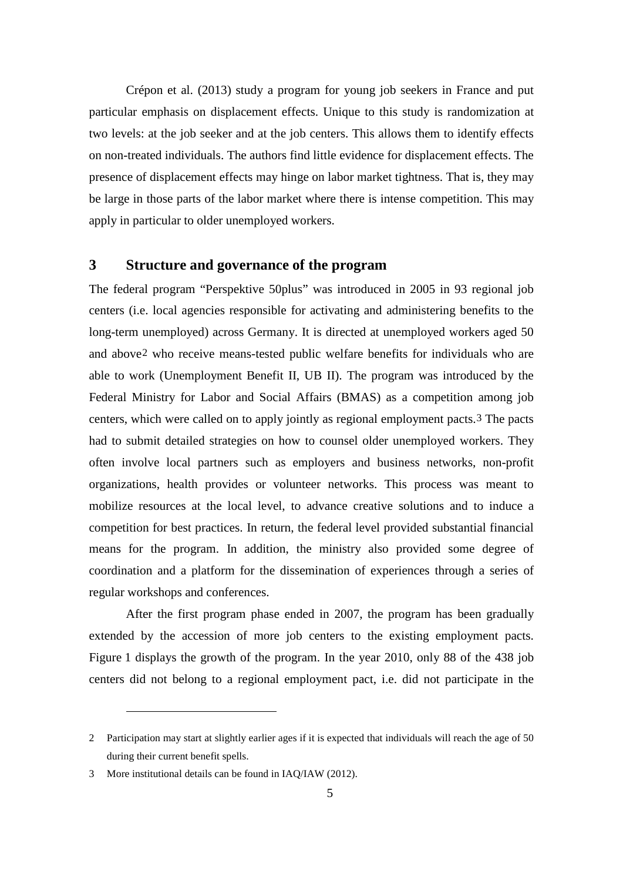Crépon et al. (2013) study a program for young job seekers in France and put particular emphasis on displacement effects. Unique to this study is randomization at two levels: at the job seeker and at the job centers. This allows them to identify effects on non-treated individuals. The authors find little evidence for displacement effects. The presence of displacement effects may hinge on labor market tightness. That is, they may be large in those parts of the labor market where there is intense competition. This may apply in particular to older unemployed workers.

## 3 Structure and governance of the program

The federal program "Perspektive 50plus" was introduced in 2005 in 93 regional job centers (i.e. local agencies responsible for activating and administering benefits to the long-term unemployed) across Germany. It is directed at unemployed workers aged 50 and above[2] who receive means-tested public welfare benefits for individuals who are able to work (Unemployment Benefit II, UB II). The program was introduced by the Federal Ministry for Labor and Social Affairs (BMAS) as a competition among job centers, which were called on to apply jointly as regional employment pacts.[3] The pacts had to submit detailed strategies on how to counsel older unemployed workers. They often involve local partners such as employers and business networks, non-profit organizations, health provides or volunteer networks. This process was meant to mobilize resources at the local level, to advance creative solutions and to induce a competition for best practices. In return, the federal level provided substantial financial means for the program. In addition, the ministry also provided some degree of coordination and a platform for the dissemination of experiences through a series of regular workshops and conferences.

After the first program phase ended in 2007, the program has been gradually extended by the accession of more job centers to the existing employment pacts. Figure 1 displays the growth of the program. In the year 2010, only 88 of the 438 job centers did not belong to a regional employment pact, i.e. did not participate in the

---

[2] Participation may start at slightly earlier ages if it is expected that individuals will reach the age of 50 during their current benefit spells.

[3] More institutional details can be found in IAQ/IAW (2012).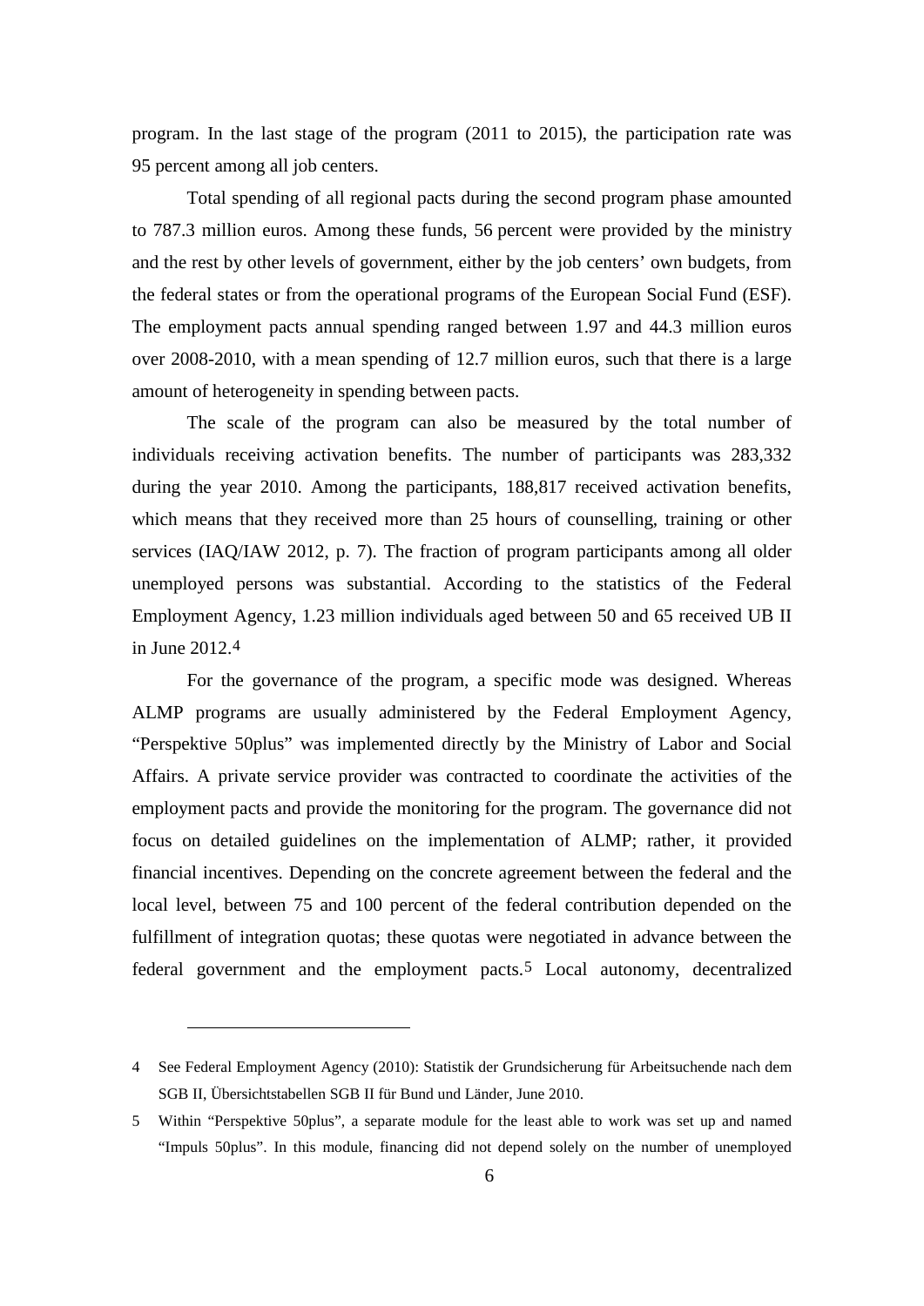program. In the last stage of the program (2011 to 2015), the participation rate was 95 percent among all job centers.

Total spending of all regional pacts during the second program phase amounted to 787.3 million euros. Among these funds, 56 percent were provided by the ministry and the rest by other levels of government, either by the job centers' own budgets, from the federal states or from the operational programs of the European Social Fund (ESF). The employment pacts annual spending ranged between 1.97 and 44.3 million euros over 2008-2010, with a mean spending of 12.7 million euros, such that there is a large amount of heterogeneity in spending between pacts.

The scale of the program can also be measured by the total number of individuals receiving activation benefits. The number of participants was 283,332 during the year 2010. Among the participants, 188,817 received activation benefits, which means that they received more than 25 hours of counselling, training or other services (IAQ/IAW 2012, p. 7). The fraction of program participants among all older unemployed persons was substantial. According to the statistics of the Federal Employment Agency, 1.23 million individuals aged between 50 and 65 received UB II in June 2012.[4]

For the governance of the program, a specific mode was designed. Whereas ALMP programs are usually administered by the Federal Employment Agency, "Perspektive 50plus" was implemented directly by the Ministry of Labor and Social Affairs. A private service provider was contracted to coordinate the activities of the employment pacts and provide the monitoring for the program. The governance did not focus on detailed guidelines on the implementation of ALMP; rather, it provided financial incentives. Depending on the concrete agreement between the federal and the local level, between 75 and 100 percent of the federal contribution depended on the fulfillment of integration quotas; these quotas were negotiated in advance between the federal government and the employment pacts.[5] Local autonomy, decentralized

---

4 See Federal Employment Agency (2010): Statistik der Grundsicherung für Arbeitsuchende nach dem SGB II, Übersichtstabellen SGB II für Bund und Länder, June 2010.

5 Within "Perspektive 50plus", a separate module for the least able to work was set up and named "Impuls 50plus". In this module, financing did not depend solely on the number of unemployed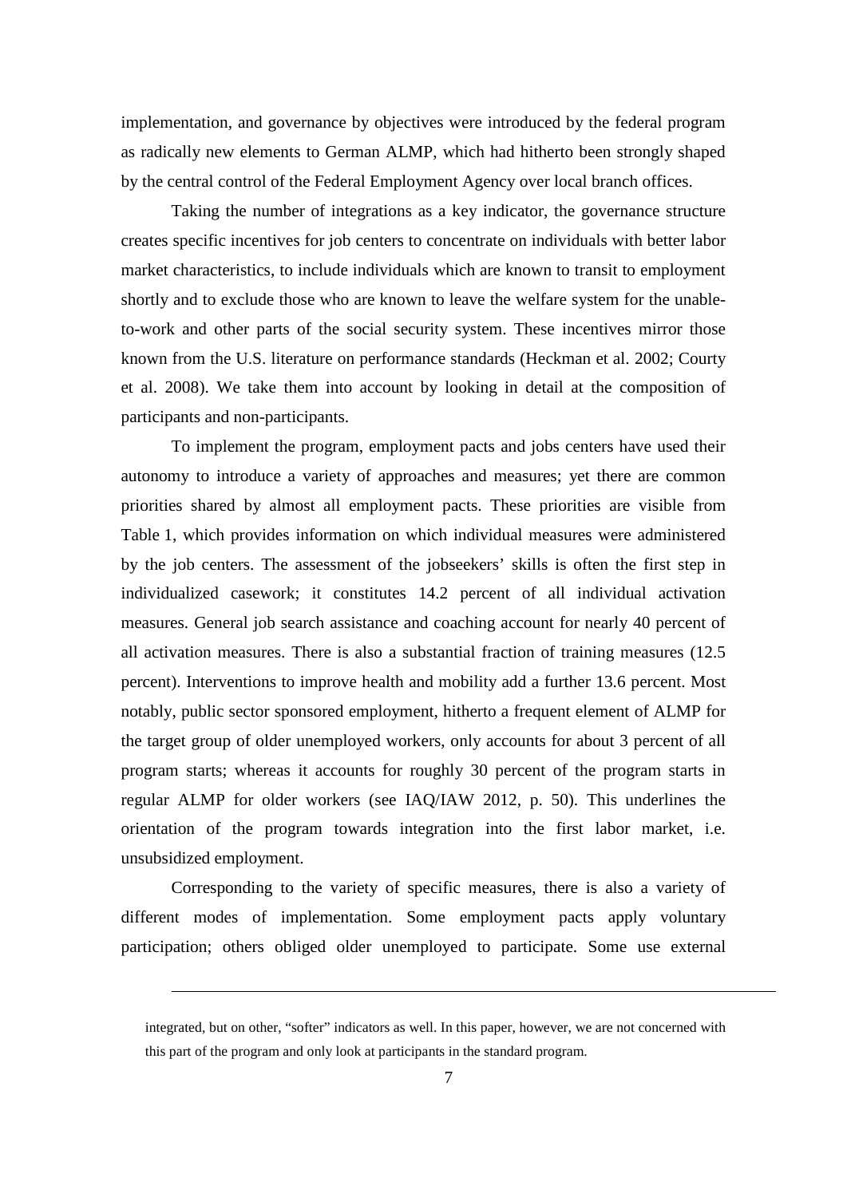implementation, and governance by objectives were introduced by the federal program as radically new elements to German ALMP, which had hitherto been strongly shaped by the central control of the Federal Employment Agency over local branch offices.

Taking the number of integrations as a key indicator, the governance structure creates specific incentives for job centers to concentrate on individuals with better labor market characteristics, to include individuals which are known to transit to employment shortly and to exclude those who are known to leave the welfare system for the unable-to-work and other parts of the social security system. These incentives mirror those known from the U.S. literature on performance standards (Heckman et al. 2002; Courty et al. 2008). We take them into account by looking in detail at the composition of participants and non-participants.

To implement the program, employment pacts and jobs centers have used their autonomy to introduce a variety of approaches and measures; yet there are common priorities shared by almost all employment pacts. These priorities are visible from Table 1, which provides information on which individual measures were administered by the job centers. The assessment of the jobseekers' skills is often the first step in individualized casework; it constitutes 14.2 percent of all individual activation measures. General job search assistance and coaching account for nearly 40 percent of all activation measures. There is also a substantial fraction of training measures (12.5 percent). Interventions to improve health and mobility add a further 13.6 percent. Most notably, public sector sponsored employment, hitherto a frequent element of ALMP for the target group of older unemployed workers, only accounts for about 3 percent of all program starts; whereas it accounts for roughly 30 percent of the program starts in regular ALMP for older workers (see IAQ/IAW 2012, p. 50). This underlines the orientation of the program towards integration into the first labor market, i.e. unsubsidized employment.

Corresponding to the variety of specific measures, there is also a variety of different modes of implementation. Some employment pacts apply voluntary participation; others obliged older unemployed to participate. Some use external

---

integrated, but on other, "softer" indicators as well. In this paper, however, we are not concerned with this part of the program and only look at participants in the standard program.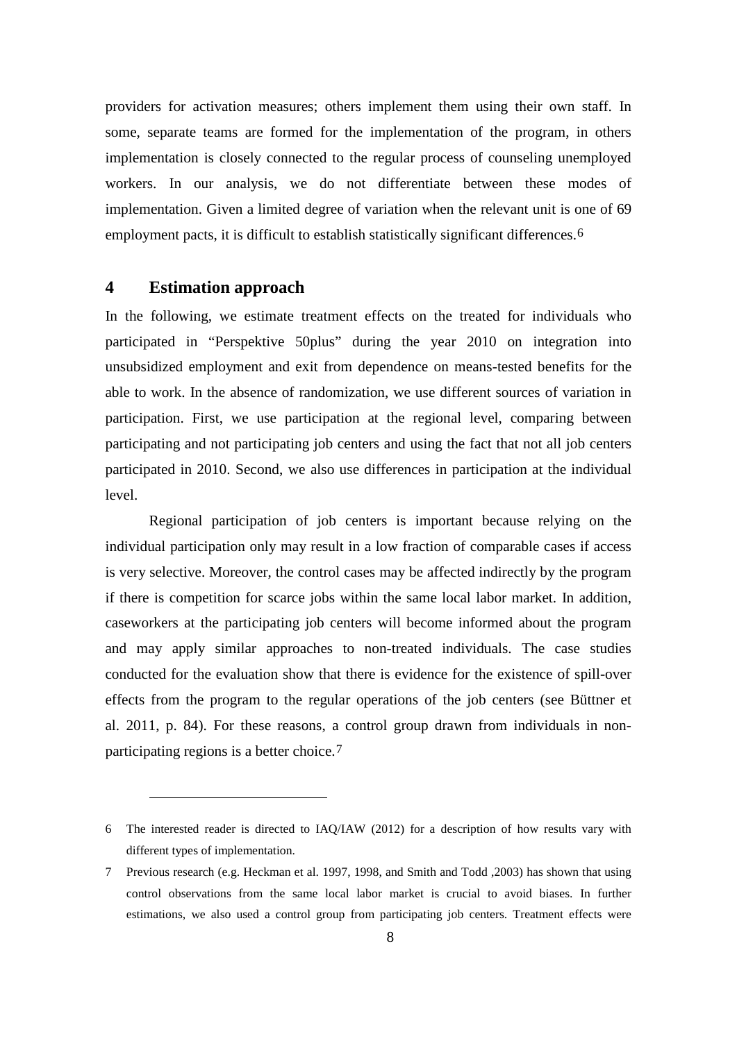providers for activation measures; others implement them using their own staff. In some, separate teams are formed for the implementation of the program, in others implementation is closely connected to the regular process of counseling unemployed workers. In our analysis, we do not differentiate between these modes of implementation. Given a limited degree of variation when the relevant unit is one of 69 employment pacts, it is difficult to establish statistically significant differences.[6]

## 4 Estimation approach

In the following, we estimate treatment effects on the treated for individuals who participated in "Perspektive 50plus" during the year 2010 on integration into unsubsidized employment and exit from dependence on means-tested benefits for the able to work. In the absence of randomization, we use different sources of variation in participation. First, we use participation at the regional level, comparing between participating and not participating job centers and using the fact that not all job centers participated in 2010. Second, we also use differences in participation at the individual level.

Regional participation of job centers is important because relying on the individual participation only may result in a low fraction of comparable cases if access is very selective. Moreover, the control cases may be affected indirectly by the program if there is competition for scarce jobs within the same local labor market. In addition, caseworkers at the participating job centers will become informed about the program and may apply similar approaches to non-treated individuals. The case studies conducted for the evaluation show that there is evidence for the existence of spill-over effects from the program to the regular operations of the job centers (see Büttner et al. 2011, p. 84). For these reasons, a control group drawn from individuals in non-participating regions is a better choice.[7]

---

6 The interested reader is directed to IAQ/IAW (2012) for a description of how results vary with different types of implementation.

7 Previous research (e.g. Heckman et al. 1997, 1998, and Smith and Todd ,2003) has shown that using control observations from the same local labor market is crucial to avoid biases. In further estimations, we also used a control group from participating job centers. Treatment effects were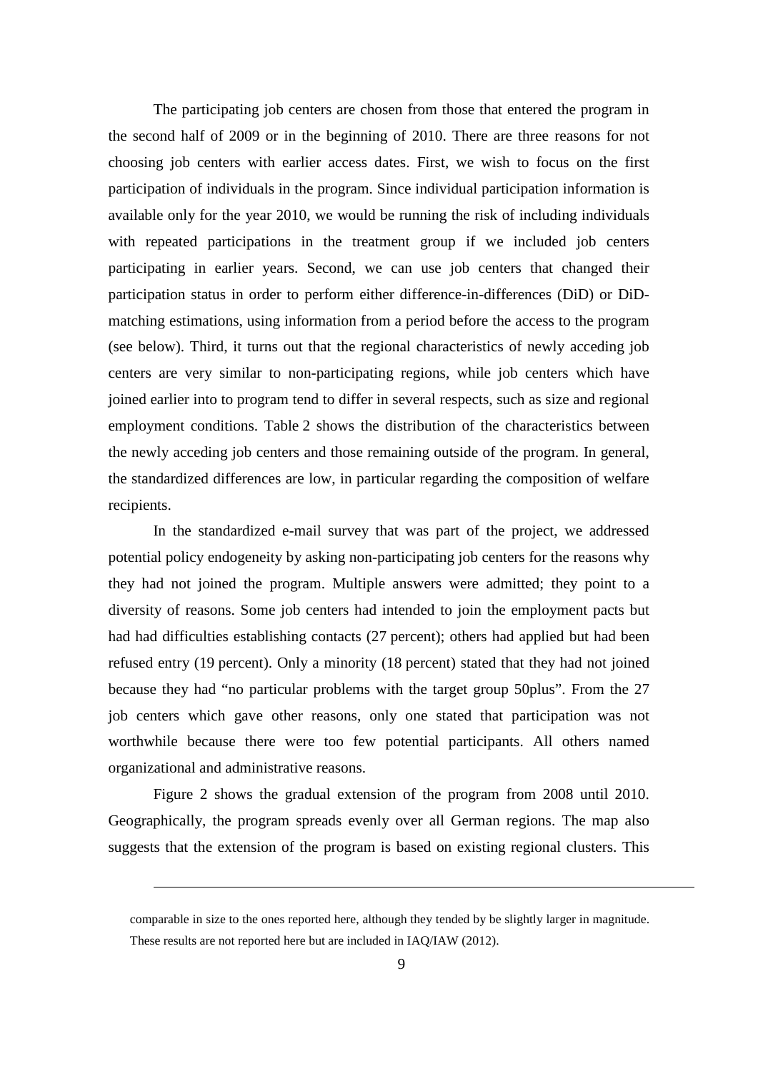The participating job centers are chosen from those that entered the program in the second half of 2009 or in the beginning of 2010. There are three reasons for not choosing job centers with earlier access dates. First, we wish to focus on the first participation of individuals in the program. Since individual participation information is available only for the year 2010, we would be running the risk of including individuals with repeated participations in the treatment group if we included job centers participating in earlier years. Second, we can use job centers that changed their participation status in order to perform either difference-in-differences (DiD) or DiD-matching estimations, using information from a period before the access to the program (see below). Third, it turns out that the regional characteristics of newly acceding job centers are very similar to non-participating regions, while job centers which have joined earlier into to program tend to differ in several respects, such as size and regional employment conditions. Table 2 shows the distribution of the characteristics between the newly acceding job centers and those remaining outside of the program. In general, the standardized differences are low, in particular regarding the composition of welfare recipients.

In the standardized e-mail survey that was part of the project, we addressed potential policy endogeneity by asking non-participating job centers for the reasons why they had not joined the program. Multiple answers were admitted; they point to a diversity of reasons. Some job centers had intended to join the employment pacts but had had difficulties establishing contacts (27 percent); others had applied but had been refused entry (19 percent). Only a minority (18 percent) stated that they had not joined because they had "no particular problems with the target group 50plus". From the 27 job centers which gave other reasons, only one stated that participation was not worthwhile because there were too few potential participants. All others named organizational and administrative reasons.

Figure 2 shows the gradual extension of the program from 2008 until 2010. Geographically, the program spreads evenly over all German regions. The map also suggests that the extension of the program is based on existing regional clusters. This

---

comparable in size to the ones reported here, although they tended by be slightly larger in magnitude. These results are not reported here but are included in IAQ/IAW (2012).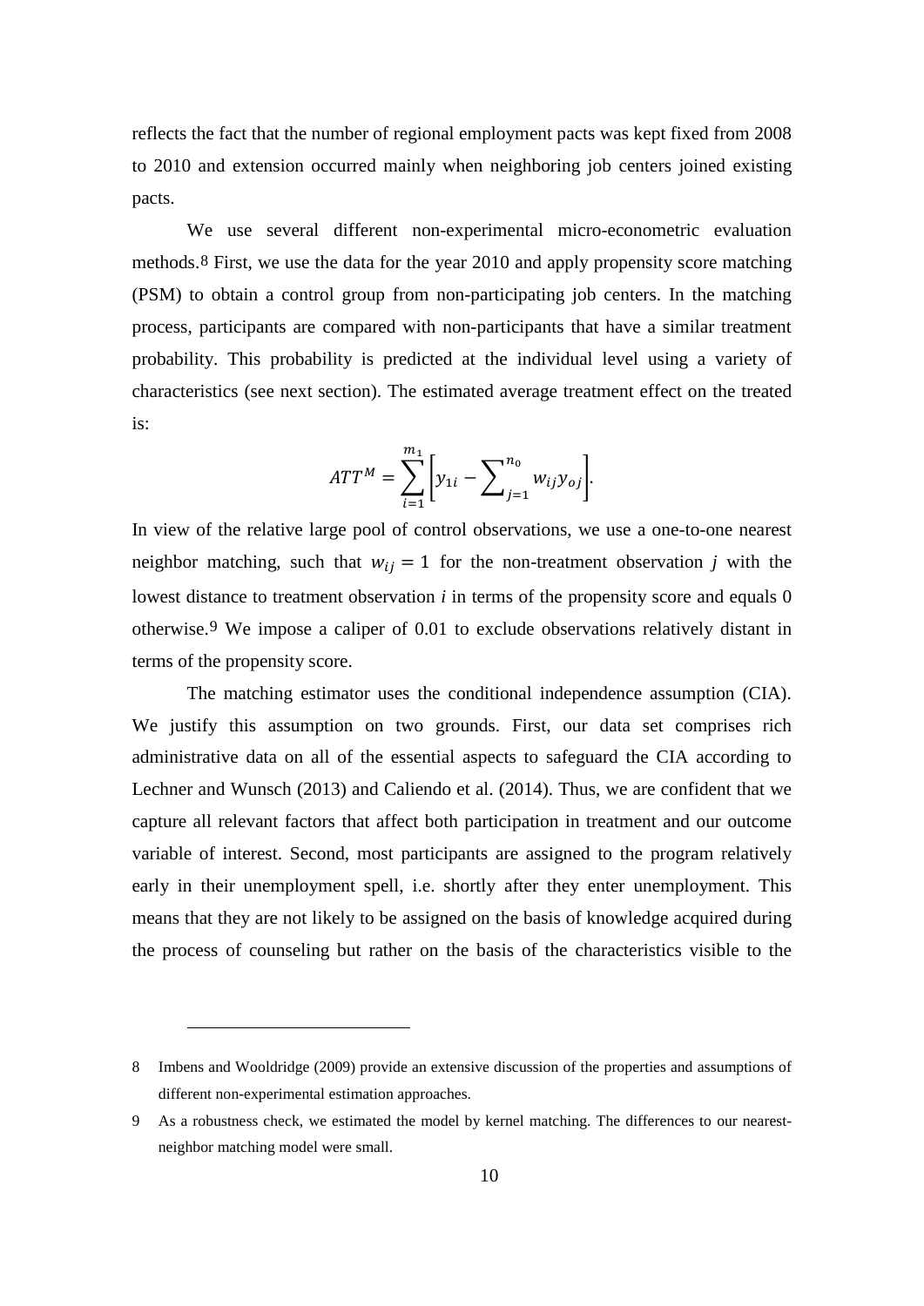reflects the fact that the number of regional employment pacts was kept fixed from 2008 to 2010 and extension occurred mainly when neighboring job centers joined existing pacts.

We use several different non-experimental micro-econometric evaluation methods.[8] First, we use the data for the year 2010 and apply propensity score matching (PSM) to obtain a control group from non-participating job centers. In the matching process, participants are compared with non-participants that have a similar treatment probability. This probability is predicted at the individual level using a variety of characteristics (see next section). The estimated average treatment effect on the treated is:

$$ATT^M = \sum_{i=1}^{m_1} \left[ y_{1i} - \sum\nolimits_{j=1}^{n_0} w_{ij} y_{oj} \right].$$

In view of the relative large pool of control observations, we use a one-to-one nearest neighbor matching, such that $w_{ij} = 1$ for the non-treatment observation $j$ with the lowest distance to treatment observation $i$ in terms of the propensity score and equals 0 otherwise.[9] We impose a caliper of 0.01 to exclude observations relatively distant in terms of the propensity score.

The matching estimator uses the conditional independence assumption (CIA). We justify this assumption on two grounds. First, our data set comprises rich administrative data on all of the essential aspects to safeguard the CIA according to Lechner and Wunsch (2013) and Caliendo et al. (2014). Thus, we are confident that we capture all relevant factors that affect both participation in treatment and our outcome variable of interest. Second, most participants are assigned to the program relatively early in their unemployment spell, i.e. shortly after they enter unemployment. This means that they are not likely to be assigned on the basis of knowledge acquired during the process of counseling but rather on the basis of the characteristics visible to the

---

8 Imbens and Wooldridge (2009) provide an extensive discussion of the properties and assumptions of different non-experimental estimation approaches.

9 As a robustness check, we estimated the model by kernel matching. The differences to our nearest-neighbor matching model were small.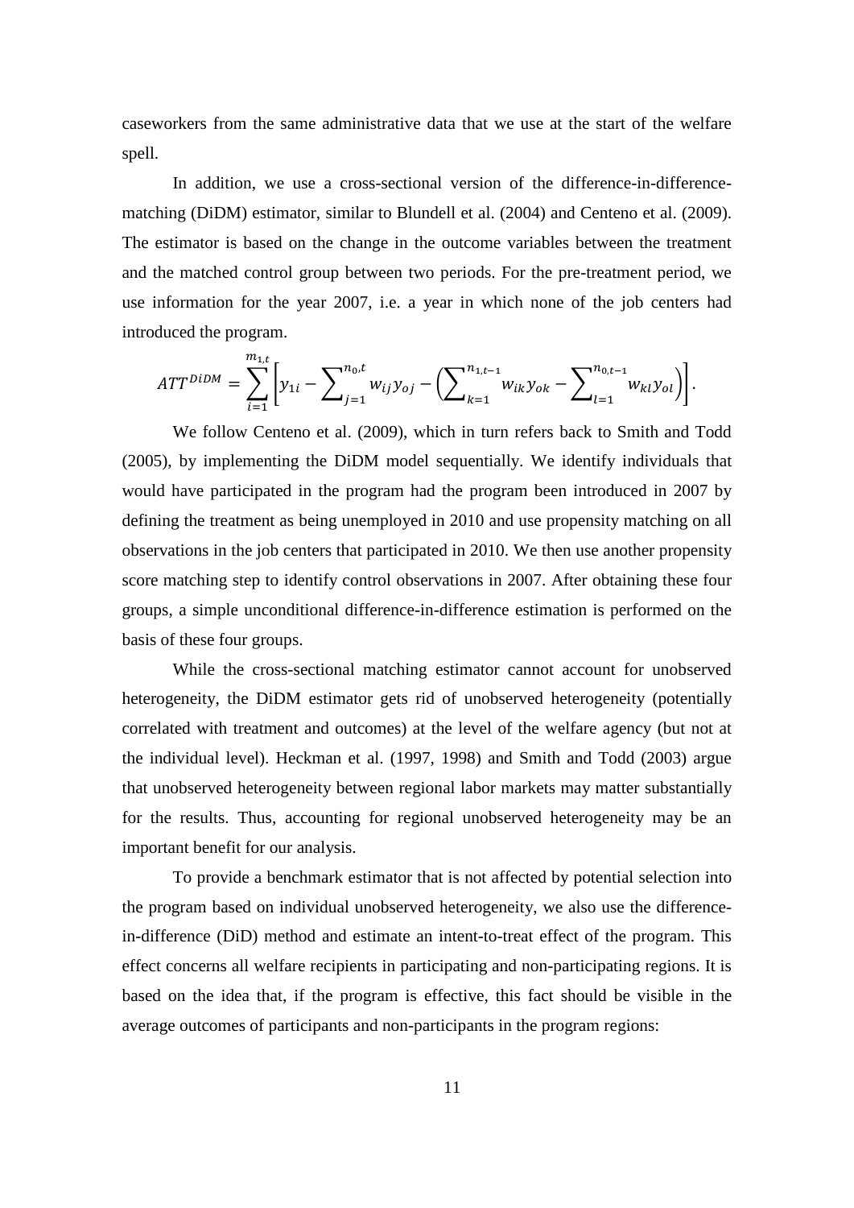caseworkers from the same administrative data that we use at the start of the welfare spell.

In addition, we use a cross-sectional version of the difference-in-difference-matching (DiDM) estimator, similar to Blundell et al. (2004) and Centeno et al. (2009). The estimator is based on the change in the outcome variables between the treatment and the matched control group between two periods. For the pre-treatment period, we use information for the year 2007, i.e. a year in which none of the job centers had introduced the program.

$$ATT^{DiDM} = \sum_{i=1}^{m_{1,t}} \left[ y_{1i} - \sum\nolimits_{j=1}^{n_{0},t} w_{ij} y_{oj} - \left( \sum\nolimits_{k=1}^{n_{1,t-1}} w_{ik} y_{ok} - \sum\nolimits_{l=1}^{n_{0,t-1}} w_{kl} y_{ol} \right) \right].$$

We follow Centeno et al. (2009), which in turn refers back to Smith and Todd (2005), by implementing the DiDM model sequentially. We identify individuals that would have participated in the program had the program been introduced in 2007 by defining the treatment as being unemployed in 2010 and use propensity matching on all observations in the job centers that participated in 2010. We then use another propensity score matching step to identify control observations in 2007. After obtaining these four groups, a simple unconditional difference-in-difference estimation is performed on the basis of these four groups.

While the cross-sectional matching estimator cannot account for unobserved heterogeneity, the DiDM estimator gets rid of unobserved heterogeneity (potentially correlated with treatment and outcomes) at the level of the welfare agency (but not at the individual level). Heckman et al. (1997, 1998) and Smith and Todd (2003) argue that unobserved heterogeneity between regional labor markets may matter substantially for the results. Thus, accounting for regional unobserved heterogeneity may be an important benefit for our analysis.

To provide a benchmark estimator that is not affected by potential selection into the program based on individual unobserved heterogeneity, we also use the difference-in-difference (DiD) method and estimate an intent-to-treat effect of the program. This effect concerns all welfare recipients in participating and non-participating regions. It is based on the idea that, if the program is effective, this fact should be visible in the average outcomes of participants and non-participants in the program regions: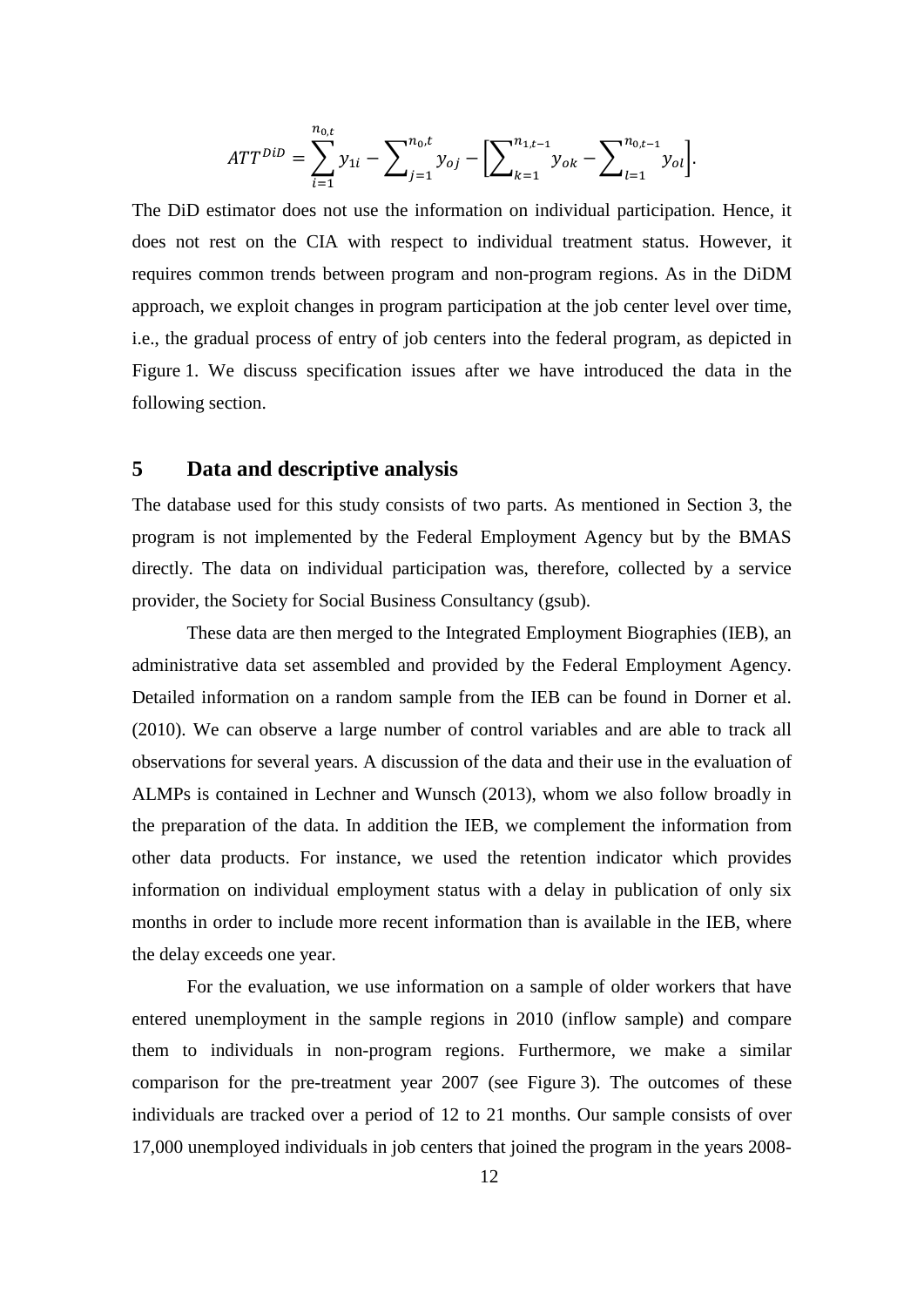$$ATT^{DiD} = \sum_{i=1}^{n_{0,t}} y_{1i} - \sum_{j=1}^{n_0,t} y_{oj} - \left[\sum_{k=1}^{n_{1,t-1}} y_{ok} - \sum_{l=1}^{n_{0,t-1}} y_{ol}\right].$$

The DiD estimator does not use the information on individual participation. Hence, it does not rest on the CIA with respect to individual treatment status. However, it requires common trends between program and non-program regions. As in the DiDM approach, we exploit changes in program participation at the job center level over time, i.e., the gradual process of entry of job centers into the federal program, as depicted in Figure 1. We discuss specification issues after we have introduced the data in the following section.

## 5 Data and descriptive analysis

The database used for this study consists of two parts. As mentioned in Section 3, the program is not implemented by the Federal Employment Agency but by the BMAS directly. The data on individual participation was, therefore, collected by a service provider, the Society for Social Business Consultancy (gsub).

These data are then merged to the Integrated Employment Biographies (IEB), an administrative data set assembled and provided by the Federal Employment Agency. Detailed information on a random sample from the IEB can be found in Dorner et al. (2010). We can observe a large number of control variables and are able to track all observations for several years. A discussion of the data and their use in the evaluation of ALMPs is contained in Lechner and Wunsch (2013), whom we also follow broadly in the preparation of the data. In addition the IEB, we complement the information from other data products. For instance, we used the retention indicator which provides information on individual employment status with a delay in publication of only six months in order to include more recent information than is available in the IEB, where the delay exceeds one year.

For the evaluation, we use information on a sample of older workers that have entered unemployment in the sample regions in 2010 (inflow sample) and compare them to individuals in non-program regions. Furthermore, we make a similar comparison for the pre-treatment year 2007 (see Figure 3). The outcomes of these individuals are tracked over a period of 12 to 21 months. Our sample consists of over 17,000 unemployed individuals in job centers that joined the program in the years 2008-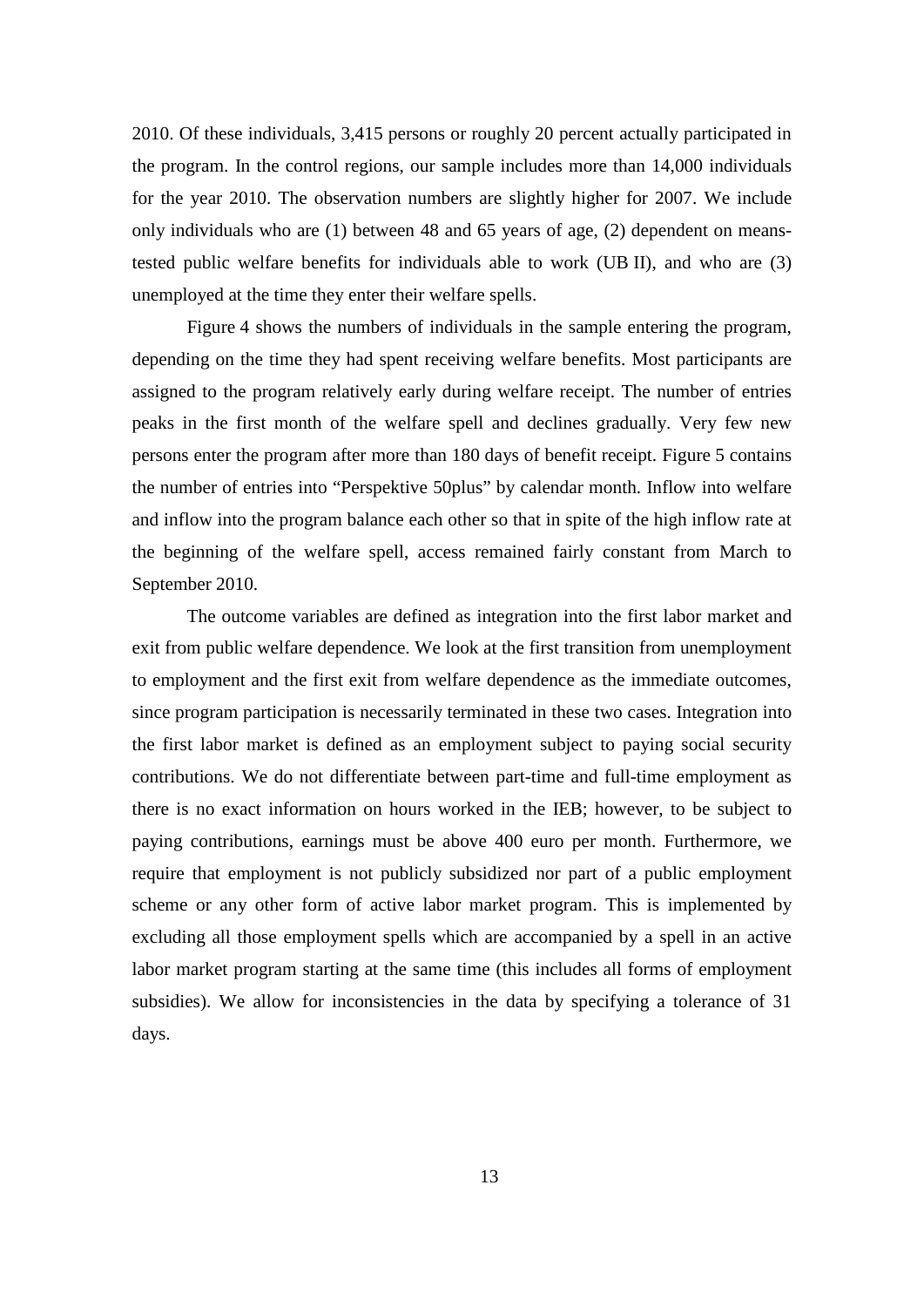2010. Of these individuals, 3,415 persons or roughly 20 percent actually participated in the program. In the control regions, our sample includes more than 14,000 individuals for the year 2010. The observation numbers are slightly higher for 2007. We include only individuals who are (1) between 48 and 65 years of age, (2) dependent on means-tested public welfare benefits for individuals able to work (UB II), and who are (3) unemployed at the time they enter their welfare spells.

Figure 4 shows the numbers of individuals in the sample entering the program, depending on the time they had spent receiving welfare benefits. Most participants are assigned to the program relatively early during welfare receipt. The number of entries peaks in the first month of the welfare spell and declines gradually. Very few new persons enter the program after more than 180 days of benefit receipt. Figure 5 contains the number of entries into "Perspektive 50plus" by calendar month. Inflow into welfare and inflow into the program balance each other so that in spite of the high inflow rate at the beginning of the welfare spell, access remained fairly constant from March to September 2010.

The outcome variables are defined as integration into the first labor market and exit from public welfare dependence. We look at the first transition from unemployment to employment and the first exit from welfare dependence as the immediate outcomes, since program participation is necessarily terminated in these two cases. Integration into the first labor market is defined as an employment subject to paying social security contributions. We do not differentiate between part-time and full-time employment as there is no exact information on hours worked in the IEB; however, to be subject to paying contributions, earnings must be above 400 euro per month. Furthermore, we require that employment is not publicly subsidized nor part of a public employment scheme or any other form of active labor market program. This is implemented by excluding all those employment spells which are accompanied by a spell in an active labor market program starting at the same time (this includes all forms of employment subsidies). We allow for inconsistencies in the data by specifying a tolerance of 31 days.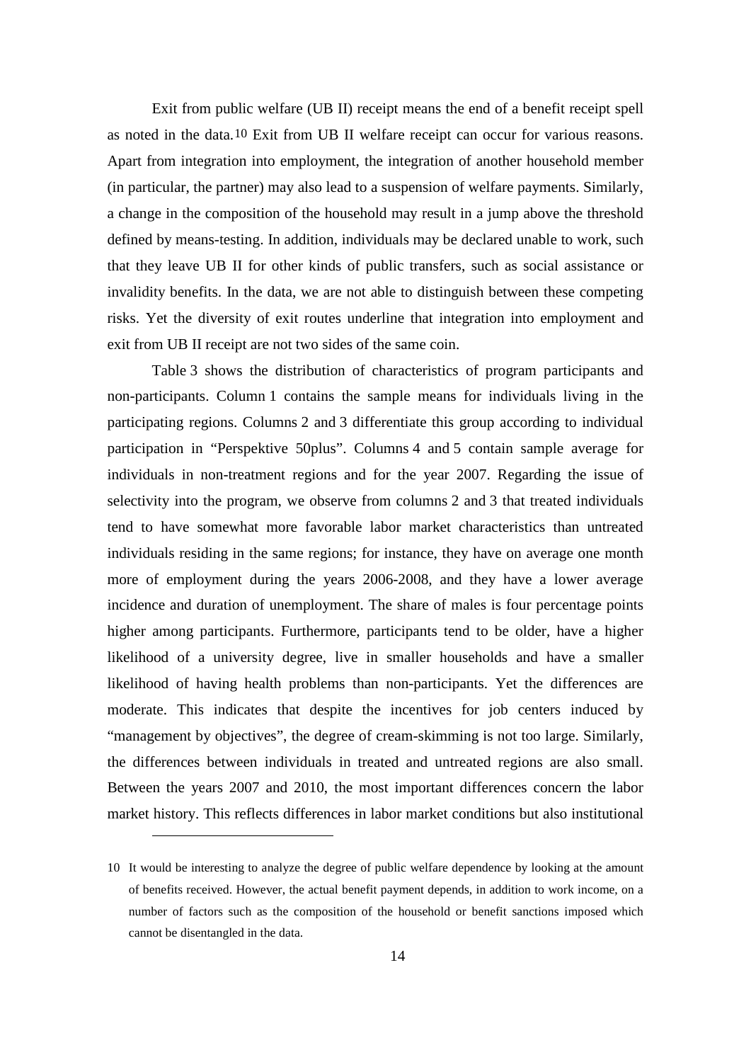Exit from public welfare (UB II) receipt means the end of a benefit receipt spell as noted in the data.[10] Exit from UB II welfare receipt can occur for various reasons. Apart from integration into employment, the integration of another household member (in particular, the partner) may also lead to a suspension of welfare payments. Similarly, a change in the composition of the household may result in a jump above the threshold defined by means-testing. In addition, individuals may be declared unable to work, such that they leave UB II for other kinds of public transfers, such as social assistance or invalidity benefits. In the data, we are not able to distinguish between these competing risks. Yet the diversity of exit routes underline that integration into employment and exit from UB II receipt are not two sides of the same coin.

Table 3 shows the distribution of characteristics of program participants and non-participants. Column 1 contains the sample means for individuals living in the participating regions. Columns 2 and 3 differentiate this group according to individual participation in "Perspektive 50plus". Columns 4 and 5 contain sample average for individuals in non-treatment regions and for the year 2007. Regarding the issue of selectivity into the program, we observe from columns 2 and 3 that treated individuals tend to have somewhat more favorable labor market characteristics than untreated individuals residing in the same regions; for instance, they have on average one month more of employment during the years 2006-2008, and they have a lower average incidence and duration of unemployment. The share of males is four percentage points higher among participants. Furthermore, participants tend to be older, have a higher likelihood of a university degree, live in smaller households and have a smaller likelihood of having health problems than non-participants. Yet the differences are moderate. This indicates that despite the incentives for job centers induced by "management by objectives", the degree of cream-skimming is not too large. Similarly, the differences between individuals in treated and untreated regions are also small. Between the years 2007 and 2010, the most important differences concern the labor market history. This reflects differences in labor market conditions but also institutional

---

10 It would be interesting to analyze the degree of public welfare dependence by looking at the amount of benefits received. However, the actual benefit payment depends, in addition to work income, on a number of factors such as the composition of the household or benefit sanctions imposed which cannot be disentangled in the data.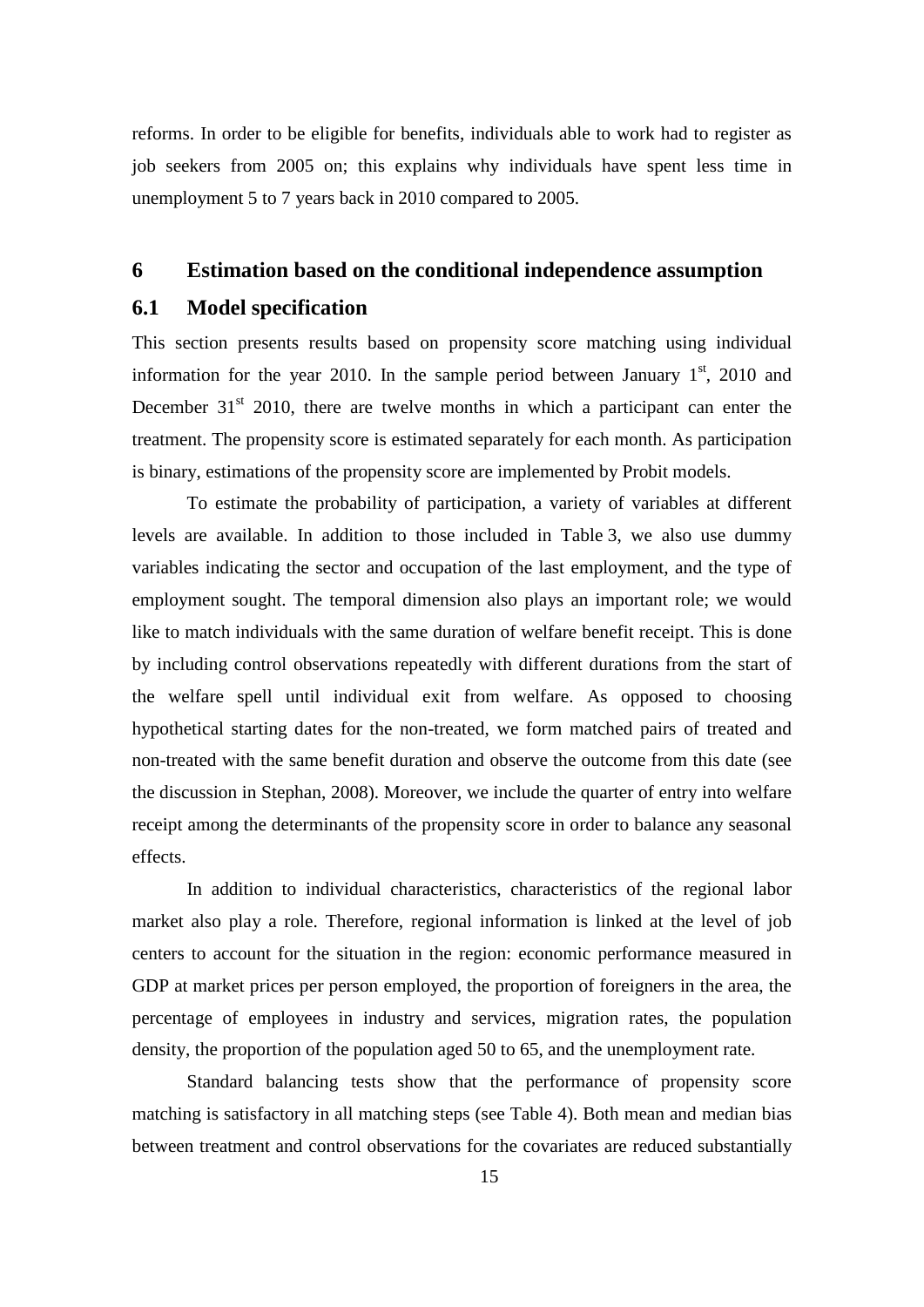reforms. In order to be eligible for benefits, individuals able to work had to register as job seekers from 2005 on; this explains why individuals have spent less time in unemployment 5 to 7 years back in 2010 compared to 2005.

# 6 Estimation based on the conditional independence assumption

## 6.1 Model specification

This section presents results based on propensity score matching using individual information for the year 2010. In the sample period between January 1st, 2010 and December 31st 2010, there are twelve months in which a participant can enter the treatment. The propensity score is estimated separately for each month. As participation is binary, estimations of the propensity score are implemented by Probit models.

To estimate the probability of participation, a variety of variables at different levels are available. In addition to those included in Table 3, we also use dummy variables indicating the sector and occupation of the last employment, and the type of employment sought. The temporal dimension also plays an important role; we would like to match individuals with the same duration of welfare benefit receipt. This is done by including control observations repeatedly with different durations from the start of the welfare spell until individual exit from welfare. As opposed to choosing hypothetical starting dates for the non-treated, we form matched pairs of treated and non-treated with the same benefit duration and observe the outcome from this date (see the discussion in Stephan, 2008). Moreover, we include the quarter of entry into welfare receipt among the determinants of the propensity score in order to balance any seasonal effects.

In addition to individual characteristics, characteristics of the regional labor market also play a role. Therefore, regional information is linked at the level of job centers to account for the situation in the region: economic performance measured in GDP at market prices per person employed, the proportion of foreigners in the area, the percentage of employees in industry and services, migration rates, the population density, the proportion of the population aged 50 to 65, and the unemployment rate.

Standard balancing tests show that the performance of propensity score matching is satisfactory in all matching steps (see Table 4). Both mean and median bias between treatment and control observations for the covariates are reduced substantially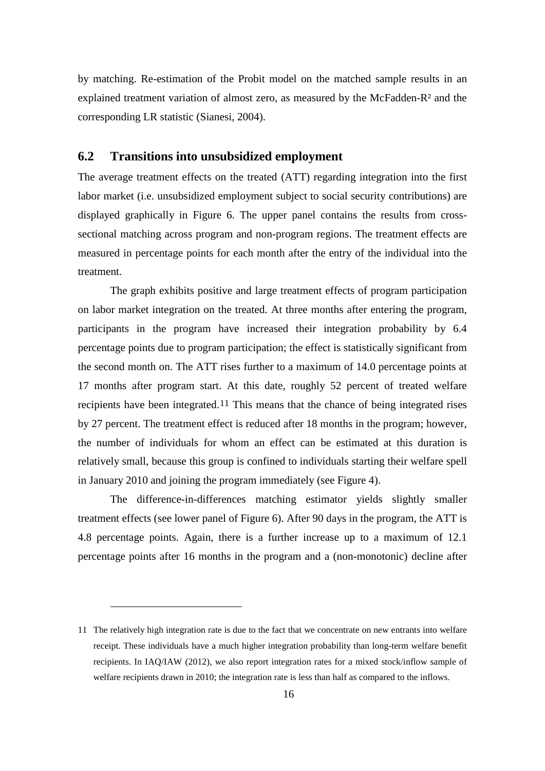by matching. Re-estimation of the Probit model on the matched sample results in an explained treatment variation of almost zero, as measured by the McFadden-$R^2$ and the corresponding LR statistic (Sianesi, 2004).

## 6.2 Transitions into unsubsidized employment

The average treatment effects on the treated (ATT) regarding integration into the first labor market (i.e. unsubsidized employment subject to social security contributions) are displayed graphically in Figure 6. The upper panel contains the results from cross-sectional matching across program and non-program regions. The treatment effects are measured in percentage points for each month after the entry of the individual into the treatment.

The graph exhibits positive and large treatment effects of program participation on labor market integration on the treated. At three months after entering the program, participants in the program have increased their integration probability by 6.4 percentage points due to program participation; the effect is statistically significant from the second month on. The ATT rises further to a maximum of 14.0 percentage points at 17 months after program start. At this date, roughly 52 percent of treated welfare recipients have been integrated.[11] This means that the chance of being integrated rises by 27 percent. The treatment effect is reduced after 18 months in the program; however, the number of individuals for whom an effect can be estimated at this duration is relatively small, because this group is confined to individuals starting their welfare spell in January 2010 and joining the program immediately (see Figure 4).

The difference-in-differences matching estimator yields slightly smaller treatment effects (see lower panel of Figure 6). After 90 days in the program, the ATT is 4.8 percentage points. Again, there is a further increase up to a maximum of 12.1 percentage points after 16 months in the program and a (non-monotonic) decline after

---

11 The relatively high integration rate is due to the fact that we concentrate on new entrants into welfare receipt. These individuals have a much higher integration probability than long-term welfare benefit recipients. In IAQ/IAW (2012), we also report integration rates for a mixed stock/inflow sample of welfare recipients drawn in 2010; the integration rate is less than half as compared to the inflows.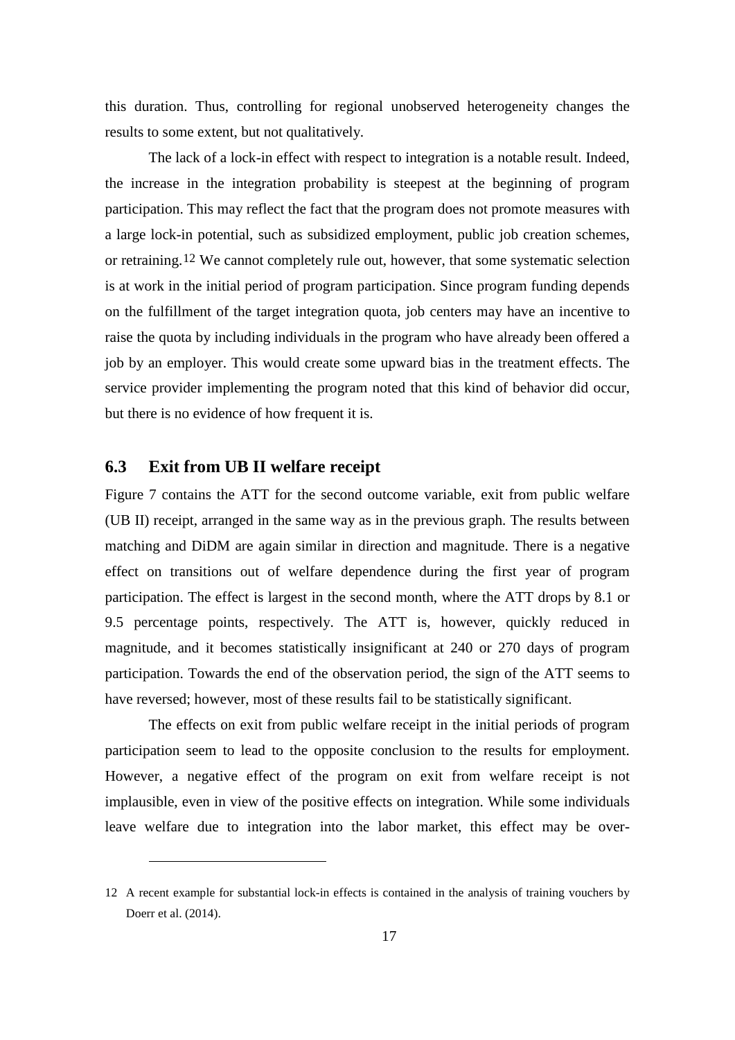this duration. Thus, controlling for regional unobserved heterogeneity changes the results to some extent, but not qualitatively.

The lack of a lock-in effect with respect to integration is a notable result. Indeed, the increase in the integration probability is steepest at the beginning of program participation. This may reflect the fact that the program does not promote measures with a large lock-in potential, such as subsidized employment, public job creation schemes, or retraining.[12] We cannot completely rule out, however, that some systematic selection is at work in the initial period of program participation. Since program funding depends on the fulfillment of the target integration quota, job centers may have an incentive to raise the quota by including individuals in the program who have already been offered a job by an employer. This would create some upward bias in the treatment effects. The service provider implementing the program noted that this kind of behavior did occur, but there is no evidence of how frequent it is.

## 6.3 Exit from UB II welfare receipt

Figure 7 contains the ATT for the second outcome variable, exit from public welfare (UB II) receipt, arranged in the same way as in the previous graph. The results between matching and DiDM are again similar in direction and magnitude. There is a negative effect on transitions out of welfare dependence during the first year of program participation. The effect is largest in the second month, where the ATT drops by 8.1 or 9.5 percentage points, respectively. The ATT is, however, quickly reduced in magnitude, and it becomes statistically insignificant at 240 or 270 days of program participation. Towards the end of the observation period, the sign of the ATT seems to have reversed; however, most of these results fail to be statistically significant.

The effects on exit from public welfare receipt in the initial periods of program participation seem to lead to the opposite conclusion to the results for employment. However, a negative effect of the program on exit from welfare receipt is not implausible, even in view of the positive effects on integration. While some individuals leave welfare due to integration into the labor market, this effect may be over-

---

12 A recent example for substantial lock-in effects is contained in the analysis of training vouchers by Doerr et al. (2014).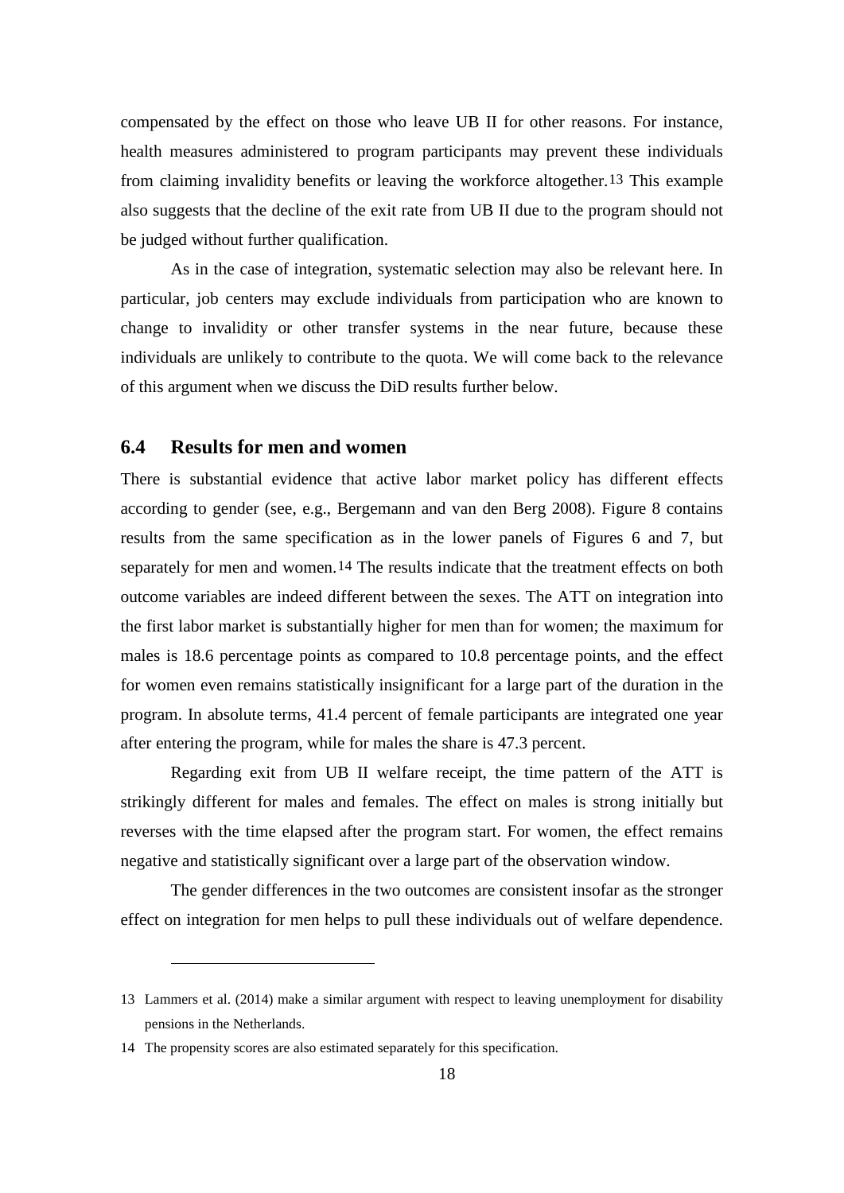compensated by the effect on those who leave UB II for other reasons. For instance, health measures administered to program participants may prevent these individuals from claiming invalidity benefits or leaving the workforce altogether.[13] This example also suggests that the decline of the exit rate from UB II due to the program should not be judged without further qualification.

As in the case of integration, systematic selection may also be relevant here. In particular, job centers may exclude individuals from participation who are known to change to invalidity or other transfer systems in the near future, because these individuals are unlikely to contribute to the quota. We will come back to the relevance of this argument when we discuss the DiD results further below.

### 6.4 Results for men and women

There is substantial evidence that active labor market policy has different effects according to gender (see, e.g., Bergemann and van den Berg 2008). Figure 8 contains results from the same specification as in the lower panels of Figures 6 and 7, but separately for men and women.[14] The results indicate that the treatment effects on both outcome variables are indeed different between the sexes. The ATT on integration into the first labor market is substantially higher for men than for women; the maximum for males is 18.6 percentage points as compared to 10.8 percentage points, and the effect for women even remains statistically insignificant for a large part of the duration in the program. In absolute terms, 41.4 percent of female participants are integrated one year after entering the program, while for males the share is 47.3 percent.

Regarding exit from UB II welfare receipt, the time pattern of the ATT is strikingly different for males and females. The effect on males is strong initially but reverses with the time elapsed after the program start. For women, the effect remains negative and statistically significant over a large part of the observation window.

The gender differences in the two outcomes are consistent insofar as the stronger effect on integration for men helps to pull these individuals out of welfare dependence.

---

13 Lammers et al. (2014) make a similar argument with respect to leaving unemployment for disability pensions in the Netherlands.

14 The propensity scores are also estimated separately for this specification.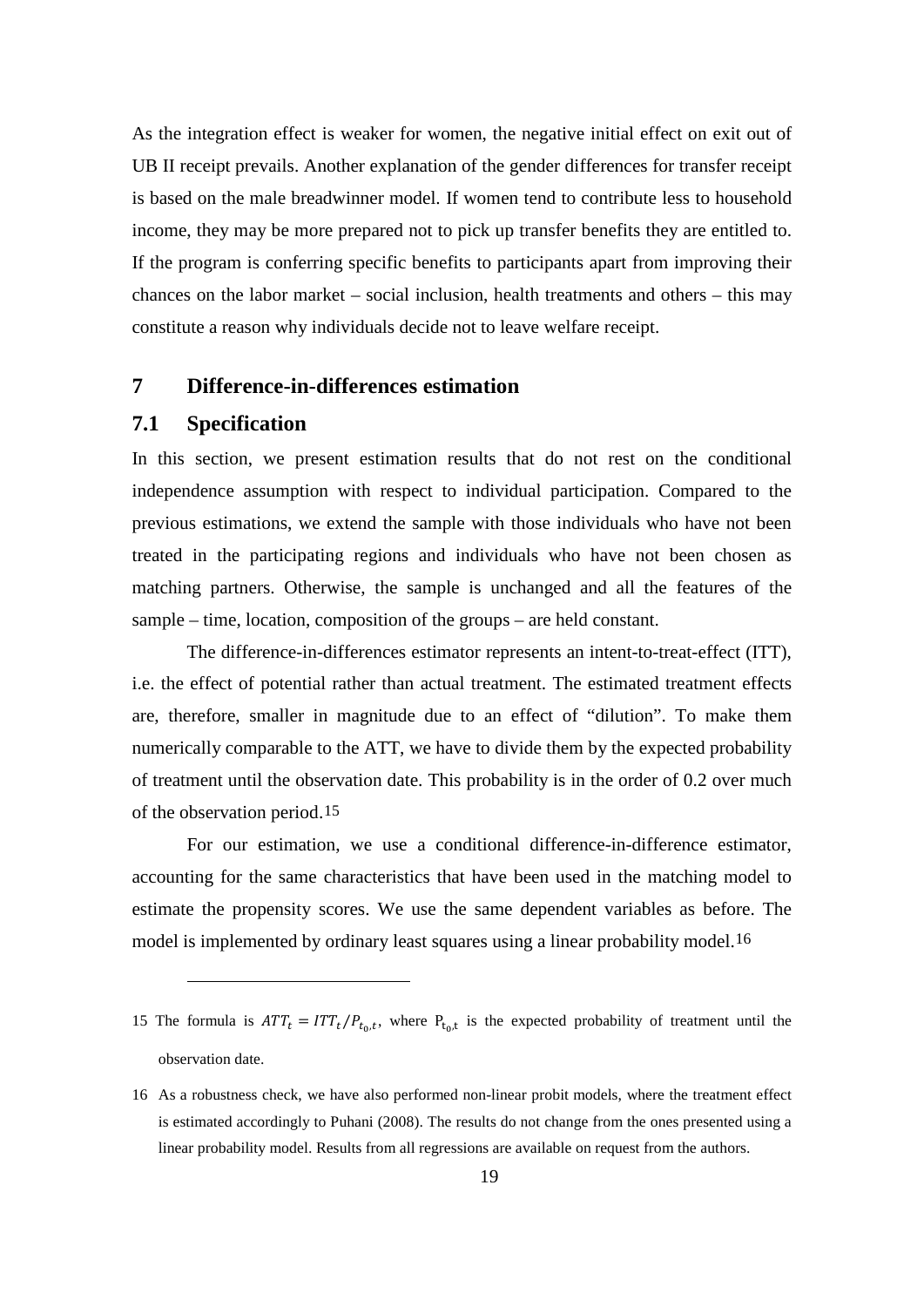As the integration effect is weaker for women, the negative initial effect on exit out of UB II receipt prevails. Another explanation of the gender differences for transfer receipt is based on the male breadwinner model. If women tend to contribute less to household income, they may be more prepared not to pick up transfer benefits they are entitled to. If the program is conferring specific benefits to participants apart from improving their chances on the labor market – social inclusion, health treatments and others – this may constitute a reason why individuals decide not to leave welfare receipt.

# 7 Difference-in-differences estimation

## 7.1 Specification

In this section, we present estimation results that do not rest on the conditional independence assumption with respect to individual participation. Compared to the previous estimations, we extend the sample with those individuals who have not been treated in the participating regions and individuals who have not been chosen as matching partners. Otherwise, the sample is unchanged and all the features of the sample – time, location, composition of the groups – are held constant.

The difference-in-differences estimator represents an intent-to-treat-effect (ITT), i.e. the effect of potential rather than actual treatment. The estimated treatment effects are, therefore, smaller in magnitude due to an effect of "dilution". To make them numerically comparable to the ATT, we have to divide them by the expected probability of treatment until the observation date. This probability is in the order of 0.2 over much of the observation period.[15]

For our estimation, we use a conditional difference-in-difference estimator, accounting for the same characteristics that have been used in the matching model to estimate the propensity scores. We use the same dependent variables as before. The model is implemented by ordinary least squares using a linear probability model.[16]

---

15 The formula is $ATT_t = ITT_t / P_{t_0,t}$, where $P_{t_0,t}$ is the expected probability of treatment until the observation date.

16 As a robustness check, we have also performed non-linear probit models, where the treatment effect is estimated accordingly to Puhani (2008). The results do not change from the ones presented using a linear probability model. Results from all regressions are available on request from the authors.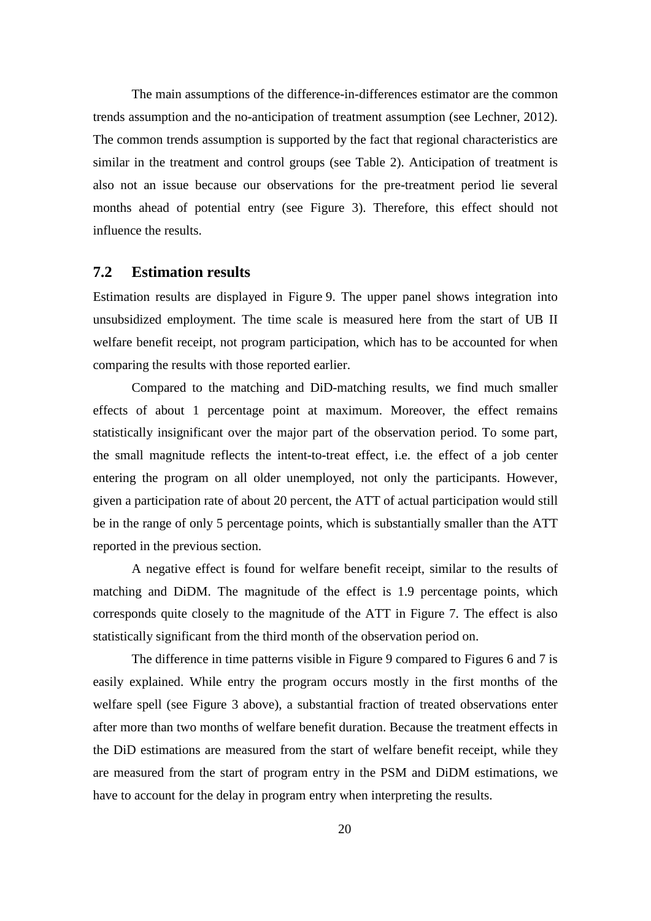The main assumptions of the difference-in-differences estimator are the common trends assumption and the no-anticipation of treatment assumption (see Lechner, 2012). The common trends assumption is supported by the fact that regional characteristics are similar in the treatment and control groups (see Table 2). Anticipation of treatment is also not an issue because our observations for the pre-treatment period lie several months ahead of potential entry (see Figure 3). Therefore, this effect should not influence the results.

## 7.2 Estimation results

Estimation results are displayed in Figure 9. The upper panel shows integration into unsubsidized employment. The time scale is measured here from the start of UB II welfare benefit receipt, not program participation, which has to be accounted for when comparing the results with those reported earlier.

Compared to the matching and DiD-matching results, we find much smaller effects of about 1 percentage point at maximum. Moreover, the effect remains statistically insignificant over the major part of the observation period. To some part, the small magnitude reflects the intent-to-treat effect, i.e. the effect of a job center entering the program on all older unemployed, not only the participants. However, given a participation rate of about 20 percent, the ATT of actual participation would still be in the range of only 5 percentage points, which is substantially smaller than the ATT reported in the previous section.

A negative effect is found for welfare benefit receipt, similar to the results of matching and DiDM. The magnitude of the effect is 1.9 percentage points, which corresponds quite closely to the magnitude of the ATT in Figure 7. The effect is also statistically significant from the third month of the observation period on.

The difference in time patterns visible in Figure 9 compared to Figures 6 and 7 is easily explained. While entry the program occurs mostly in the first months of the welfare spell (see Figure 3 above), a substantial fraction of treated observations enter after more than two months of welfare benefit duration. Because the treatment effects in the DiD estimations are measured from the start of welfare benefit receipt, while they are measured from the start of program entry in the PSM and DiDM estimations, we have to account for the delay in program entry when interpreting the results.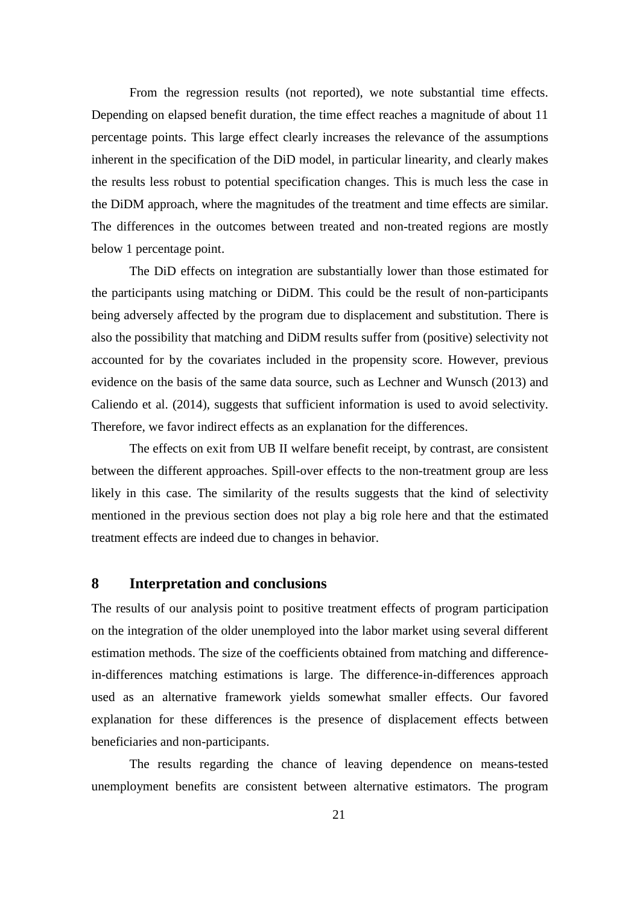From the regression results (not reported), we note substantial time effects. Depending on elapsed benefit duration, the time effect reaches a magnitude of about 11 percentage points. This large effect clearly increases the relevance of the assumptions inherent in the specification of the DiD model, in particular linearity, and clearly makes the results less robust to potential specification changes. This is much less the case in the DiDM approach, where the magnitudes of the treatment and time effects are similar. The differences in the outcomes between treated and non-treated regions are mostly below 1 percentage point.

The DiD effects on integration are substantially lower than those estimated for the participants using matching or DiDM. This could be the result of non-participants being adversely affected by the program due to displacement and substitution. There is also the possibility that matching and DiDM results suffer from (positive) selectivity not accounted for by the covariates included in the propensity score. However, previous evidence on the basis of the same data source, such as Lechner and Wunsch (2013) and Caliendo et al. (2014), suggests that sufficient information is used to avoid selectivity. Therefore, we favor indirect effects as an explanation for the differences.

The effects on exit from UB II welfare benefit receipt, by contrast, are consistent between the different approaches. Spill-over effects to the non-treatment group are less likely in this case. The similarity of the results suggests that the kind of selectivity mentioned in the previous section does not play a big role here and that the estimated treatment effects are indeed due to changes in behavior.

## 8 Interpretation and conclusions

The results of our analysis point to positive treatment effects of program participation on the integration of the older unemployed into the labor market using several different estimation methods. The size of the coefficients obtained from matching and difference-in-differences matching estimations is large. The difference-in-differences approach used as an alternative framework yields somewhat smaller effects. Our favored explanation for these differences is the presence of displacement effects between beneficiaries and non-participants.

The results regarding the chance of leaving dependence on means-tested unemployment benefits are consistent between alternative estimators. The program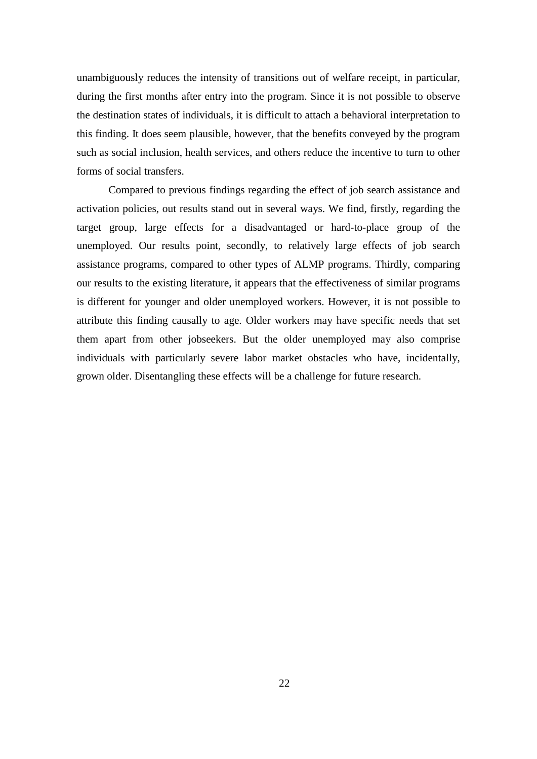unambiguously reduces the intensity of transitions out of welfare receipt, in particular, during the first months after entry into the program. Since it is not possible to observe the destination states of individuals, it is difficult to attach a behavioral interpretation to this finding. It does seem plausible, however, that the benefits conveyed by the program such as social inclusion, health services, and others reduce the incentive to turn to other forms of social transfers.

Compared to previous findings regarding the effect of job search assistance and activation policies, out results stand out in several ways. We find, firstly, regarding the target group, large effects for a disadvantaged or hard-to-place group of the unemployed. Our results point, secondly, to relatively large effects of job search assistance programs, compared to other types of ALMP programs. Thirdly, comparing our results to the existing literature, it appears that the effectiveness of similar programs is different for younger and older unemployed workers. However, it is not possible to attribute this finding causally to age. Older workers may have specific needs that set them apart from other jobseekers. But the older unemployed may also comprise individuals with particularly severe labor market obstacles who have, incidentally, grown older. Disentangling these effects will be a challenge for future research.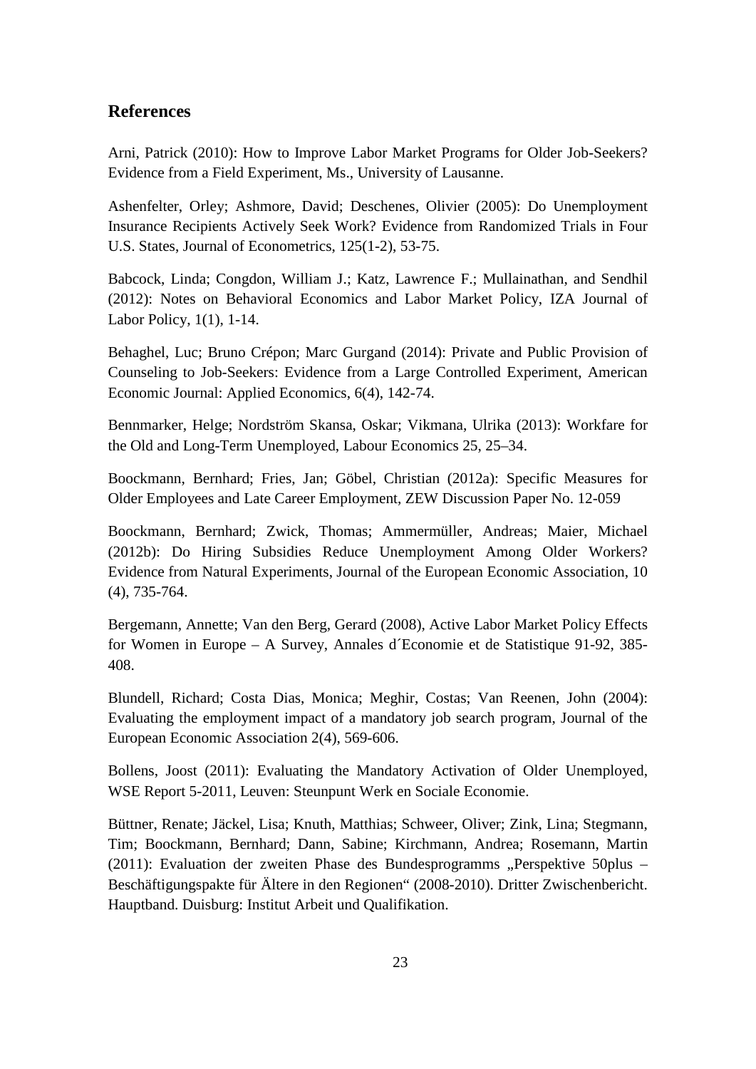## References

Arni, Patrick (2010): How to Improve Labor Market Programs for Older Job-Seekers? Evidence from a Field Experiment, Ms., University of Lausanne.

Ashenfelter, Orley; Ashmore, David; Deschenes, Olivier (2005): Do Unemployment Insurance Recipients Actively Seek Work? Evidence from Randomized Trials in Four U.S. States, Journal of Econometrics, 125(1-2), 53-75.

Babcock, Linda; Congdon, William J.; Katz, Lawrence F.; Mullainathan, and Sendhil (2012): Notes on Behavioral Economics and Labor Market Policy, IZA Journal of Labor Policy, 1(1), 1-14.

Behaghel, Luc; Bruno Crépon; Marc Gurgand (2014): Private and Public Provision of Counseling to Job-Seekers: Evidence from a Large Controlled Experiment, American Economic Journal: Applied Economics, 6(4), 142-74.

Bennmarker, Helge; Nordström Skansa, Oskar; Vikmana, Ulrika (2013): Workfare for the Old and Long-Term Unemployed, Labour Economics 25, 25–34.

Boockmann, Bernhard; Fries, Jan; Göbel, Christian (2012a): Specific Measures for Older Employees and Late Career Employment, ZEW Discussion Paper No. 12-059

Boockmann, Bernhard; Zwick, Thomas; Ammermüller, Andreas; Maier, Michael (2012b): Do Hiring Subsidies Reduce Unemployment Among Older Workers? Evidence from Natural Experiments, Journal of the European Economic Association, 10 (4), 735-764.

Bergemann, Annette; Van den Berg, Gerard (2008), Active Labor Market Policy Effects for Women in Europe – A Survey, Annales d´Economie et de Statistique 91-92, 385-408.

Blundell, Richard; Costa Dias, Monica; Meghir, Costas; Van Reenen, John (2004): Evaluating the employment impact of a mandatory job search program, Journal of the European Economic Association 2(4), 569-606.

Bollens, Joost (2011): Evaluating the Mandatory Activation of Older Unemployed, WSE Report 5-2011, Leuven: Steunpunt Werk en Sociale Economie.

Büttner, Renate; Jäckel, Lisa; Knuth, Matthias; Schweer, Oliver; Zink, Lina; Stegmann, Tim; Boockmann, Bernhard; Dann, Sabine; Kirchmann, Andrea; Rosemann, Martin (2011): Evaluation der zweiten Phase des Bundesprogramms „Perspektive 50plus – Beschäftigungspakte für Ältere in den Regionen" (2008-2010). Dritter Zwischenbericht. Hauptband. Duisburg: Institut Arbeit und Qualifikation.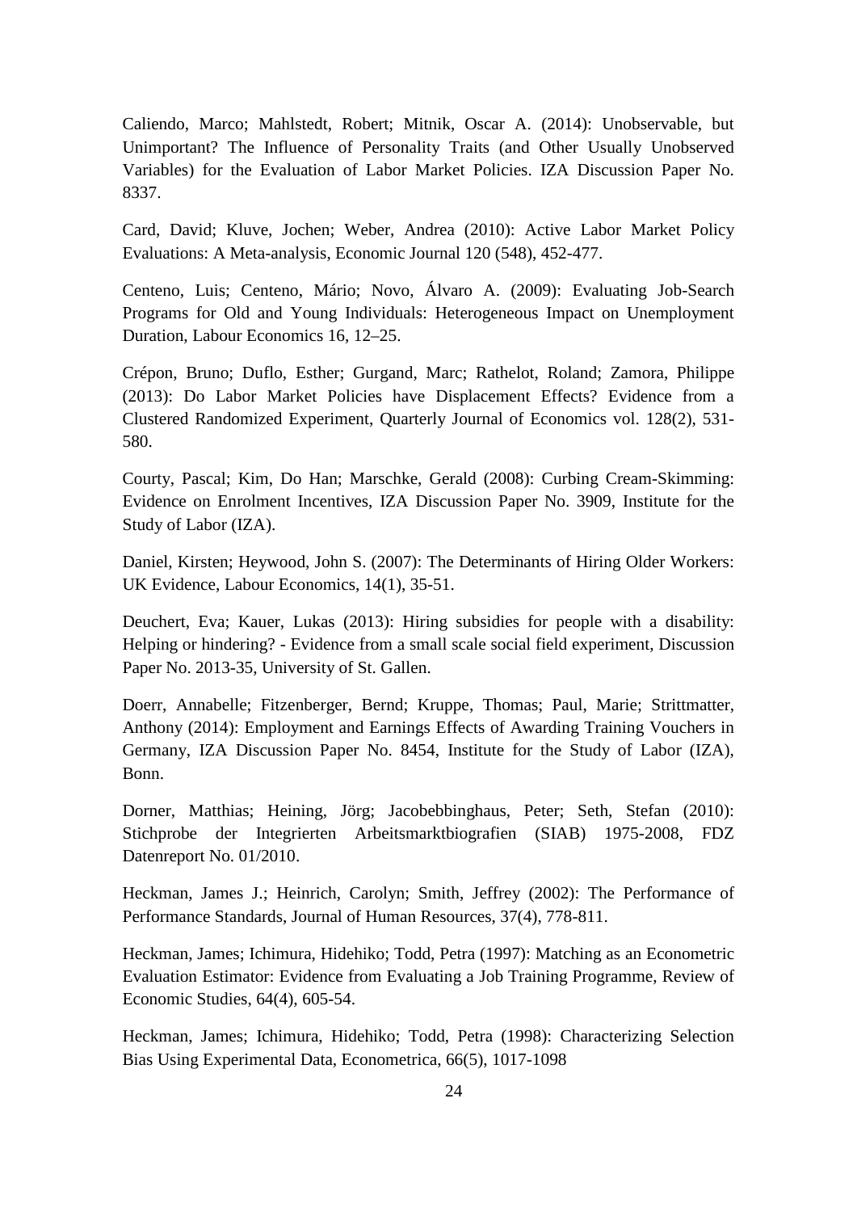Caliendo, Marco; Mahlstedt, Robert; Mitnik, Oscar A. (2014): Unobservable, but Unimportant? The Influence of Personality Traits (and Other Usually Unobserved Variables) for the Evaluation of Labor Market Policies. IZA Discussion Paper No. 8337.

Card, David; Kluve, Jochen; Weber, Andrea (2010): Active Labor Market Policy Evaluations: A Meta-analysis, Economic Journal 120 (548), 452-477.

Centeno, Luis; Centeno, Mário; Novo, Álvaro A. (2009): Evaluating Job-Search Programs for Old and Young Individuals: Heterogeneous Impact on Unemployment Duration, Labour Economics 16, 12–25.

Crépon, Bruno; Duflo, Esther; Gurgand, Marc; Rathelot, Roland; Zamora, Philippe (2013): Do Labor Market Policies have Displacement Effects? Evidence from a Clustered Randomized Experiment, Quarterly Journal of Economics vol. 128(2), 531-580.

Courty, Pascal; Kim, Do Han; Marschke, Gerald (2008): Curbing Cream-Skimming: Evidence on Enrolment Incentives, IZA Discussion Paper No. 3909, Institute for the Study of Labor (IZA).

Daniel, Kirsten; Heywood, John S. (2007): The Determinants of Hiring Older Workers: UK Evidence, Labour Economics, 14(1), 35-51.

Deuchert, Eva; Kauer, Lukas (2013): Hiring subsidies for people with a disability: Helping or hindering? - Evidence from a small scale social field experiment, Discussion Paper No. 2013-35, University of St. Gallen.

Doerr, Annabelle; Fitzenberger, Bernd; Kruppe, Thomas; Paul, Marie; Strittmatter, Anthony (2014): Employment and Earnings Effects of Awarding Training Vouchers in Germany, IZA Discussion Paper No. 8454, Institute for the Study of Labor (IZA), Bonn.

Dorner, Matthias; Heining, Jörg; Jacobebbinghaus, Peter; Seth, Stefan (2010): Stichprobe der Integrierten Arbeitsmarktbiografien (SIAB) 1975-2008, FDZ Datenreport No. 01/2010.

Heckman, James J.; Heinrich, Carolyn; Smith, Jeffrey (2002): The Performance of Performance Standards, Journal of Human Resources, 37(4), 778-811.

Heckman, James; Ichimura, Hidehiko; Todd, Petra (1997): Matching as an Econometric Evaluation Estimator: Evidence from Evaluating a Job Training Programme, Review of Economic Studies, 64(4), 605-54.

Heckman, James; Ichimura, Hidehiko; Todd, Petra (1998): Characterizing Selection Bias Using Experimental Data, Econometrica, 66(5), 1017-1098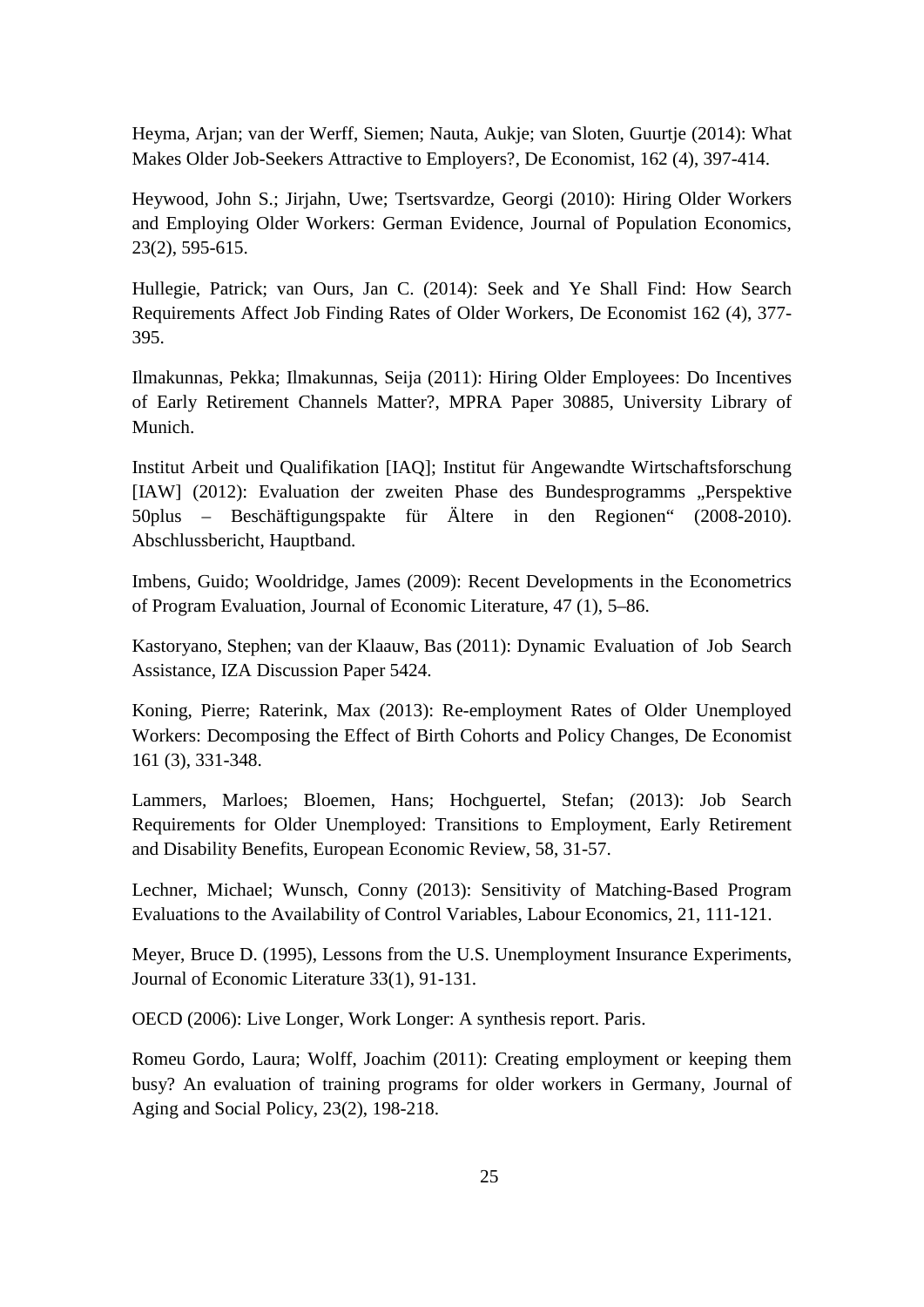Heyma, Arjan; van der Werff, Siemen; Nauta, Aukje; van Sloten, Guurtje (2014): What Makes Older Job-Seekers Attractive to Employers?, De Economist, 162 (4), 397-414.

Heywood, John S.; Jirjahn, Uwe; Tsertsvardze, Georgi (2010): Hiring Older Workers and Employing Older Workers: German Evidence, Journal of Population Economics, 23(2), 595-615.

Hullegie, Patrick; van Ours, Jan C. (2014): Seek and Ye Shall Find: How Search Requirements Affect Job Finding Rates of Older Workers, De Economist 162 (4), 377-395.

Ilmakunnas, Pekka; Ilmakunnas, Seija (2011): Hiring Older Employees: Do Incentives of Early Retirement Channels Matter?, MPRA Paper 30885, University Library of Munich.

Institut Arbeit und Qualifikation [IAQ]; Institut für Angewandte Wirtschaftsforschung [IAW] (2012): Evaluation der zweiten Phase des Bundesprogramms „Perspektive 50plus – Beschäftigungspakte für Ältere in den Regionen" (2008-2010). Abschlussbericht, Hauptband.

Imbens, Guido; Wooldridge, James (2009): Recent Developments in the Econometrics of Program Evaluation, Journal of Economic Literature, 47 (1), 5–86.

Kastoryano, Stephen; van der Klaauw, Bas (2011): Dynamic Evaluation of Job Search Assistance, IZA Discussion Paper 5424.

Koning, Pierre; Raterink, Max (2013): Re-employment Rates of Older Unemployed Workers: Decomposing the Effect of Birth Cohorts and Policy Changes, De Economist 161 (3), 331-348.

Lammers, Marloes; Bloemen, Hans; Hochguertel, Stefan; (2013): Job Search Requirements for Older Unemployed: Transitions to Employment, Early Retirement and Disability Benefits, European Economic Review, 58, 31-57.

Lechner, Michael; Wunsch, Conny (2013): Sensitivity of Matching-Based Program Evaluations to the Availability of Control Variables, Labour Economics, 21, 111-121.

Meyer, Bruce D. (1995), Lessons from the U.S. Unemployment Insurance Experiments, Journal of Economic Literature 33(1), 91-131.

OECD (2006): Live Longer, Work Longer: A synthesis report. Paris.

Romeu Gordo, Laura; Wolff, Joachim (2011): Creating employment or keeping them busy? An evaluation of training programs for older workers in Germany, Journal of Aging and Social Policy, 23(2), 198-218.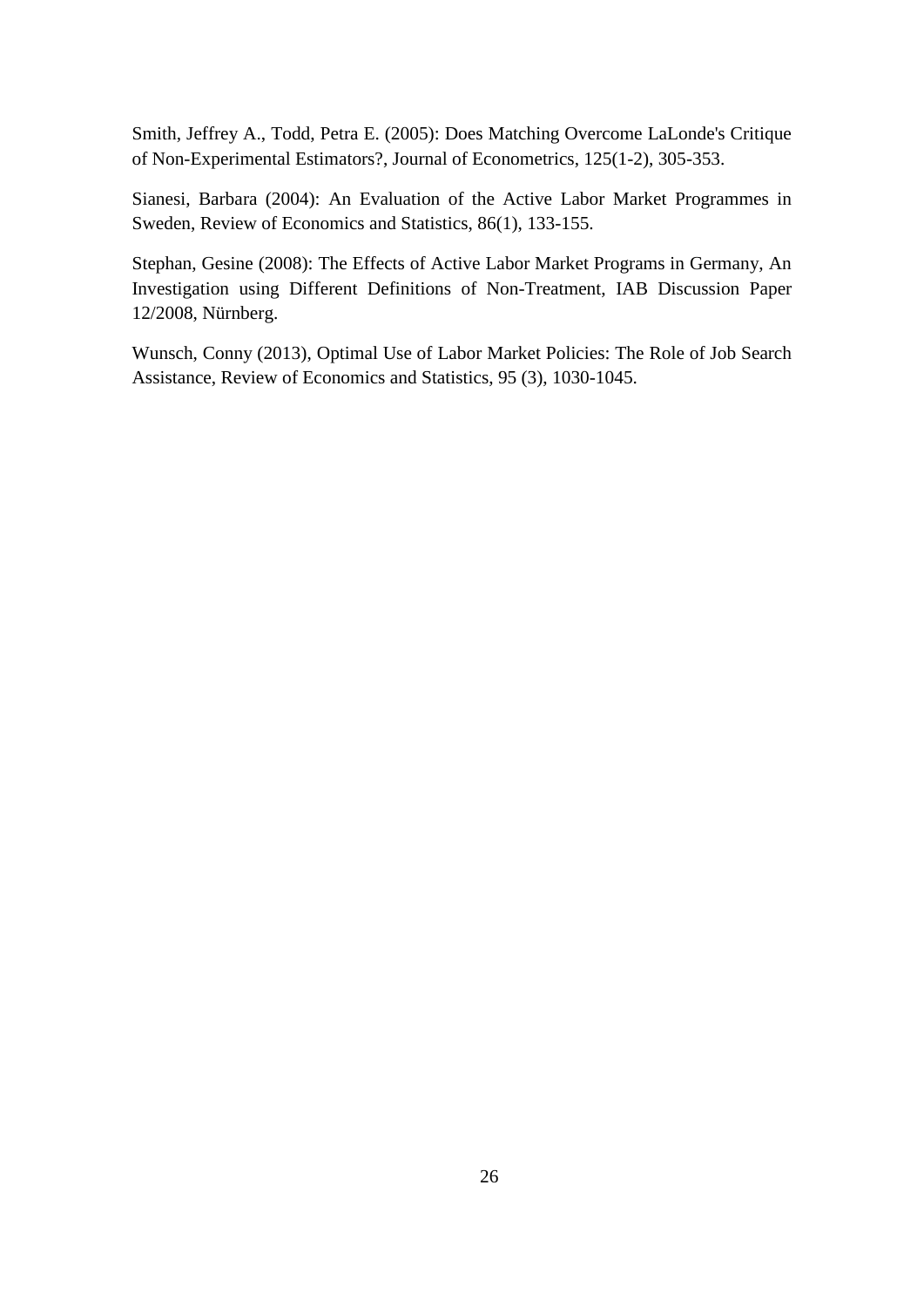Smith, Jeffrey A., Todd, Petra E. (2005): Does Matching Overcome LaLonde's Critique of Non-Experimental Estimators?, Journal of Econometrics, 125(1-2), 305-353.

Sianesi, Barbara (2004): An Evaluation of the Active Labor Market Programmes in Sweden, Review of Economics and Statistics, 86(1), 133-155.

Stephan, Gesine (2008): The Effects of Active Labor Market Programs in Germany, An Investigation using Different Definitions of Non-Treatment, IAB Discussion Paper 12/2008, Nürnberg.

Wunsch, Conny (2013), Optimal Use of Labor Market Policies: The Role of Job Search Assistance, Review of Economics and Statistics, 95 (3), 1030-1045.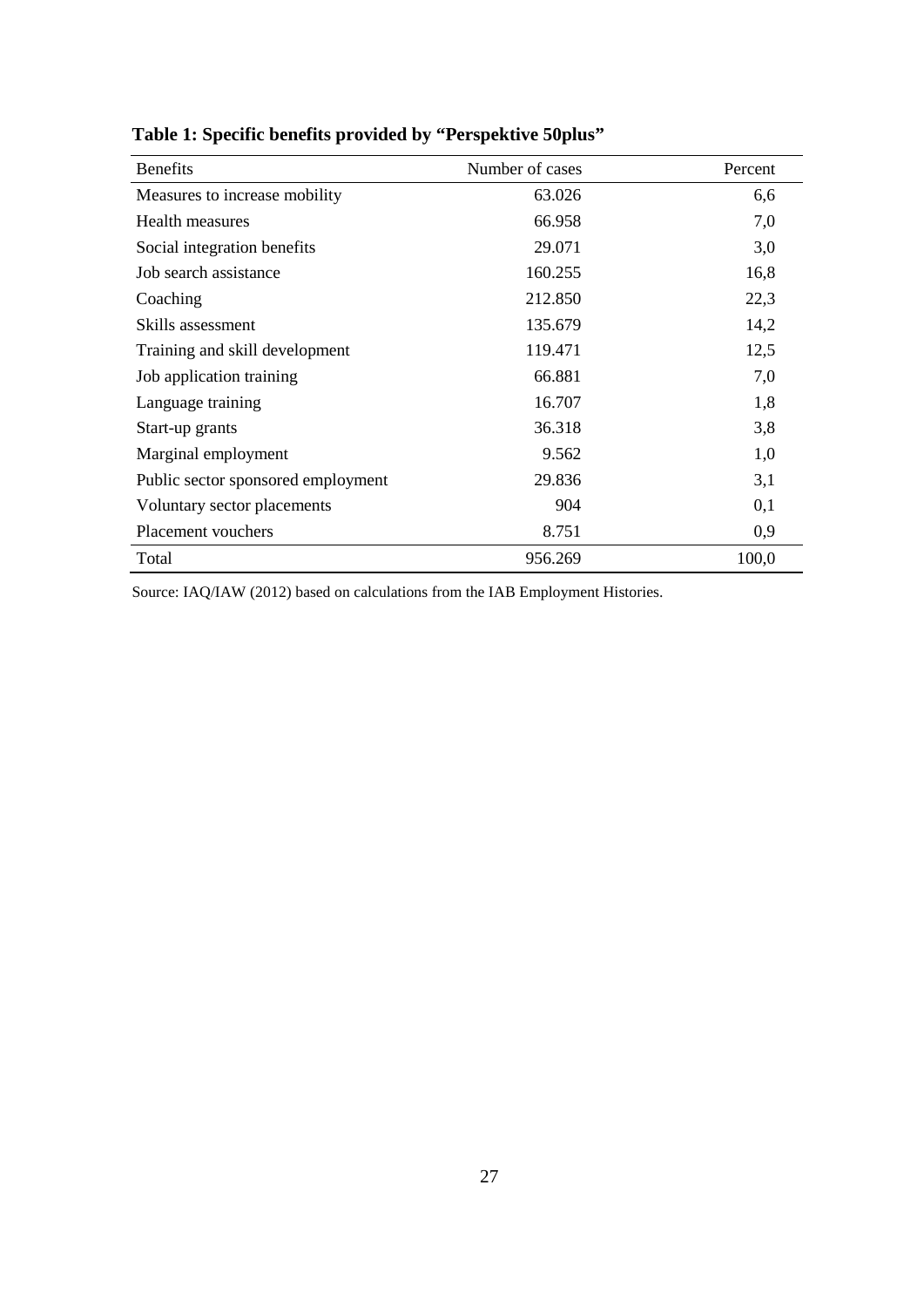**Table 1: Specific benefits provided by "Perspektive 50plus"**

| Benefits | Number of cases | Percent |
|---|---|---|
| Measures to increase mobility | 63.026 | 6,6 |
| Health measures | 66.958 | 7,0 |
| Social integration benefits | 29.071 | 3,0 |
| Job search assistance | 160.255 | 16,8 |
| Coaching | 212.850 | 22,3 |
| Skills assessment | 135.679 | 14,2 |
| Training and skill development | 119.471 | 12,5 |
| Job application training | 66.881 | 7,0 |
| Language training | 16.707 | 1,8 |
| Start-up grants | 36.318 | 3,8 |
| Marginal employment | 9.562 | 1,0 |
| Public sector sponsored employment | 29.836 | 3,1 |
| Voluntary sector placements | 904 | 0,1 |
| Placement vouchers | 8.751 | 0,9 |
| Total | 956.269 | 100,0 |

Source: IAQ/IAW (2012) based on calculations from the IAB Employment Histories.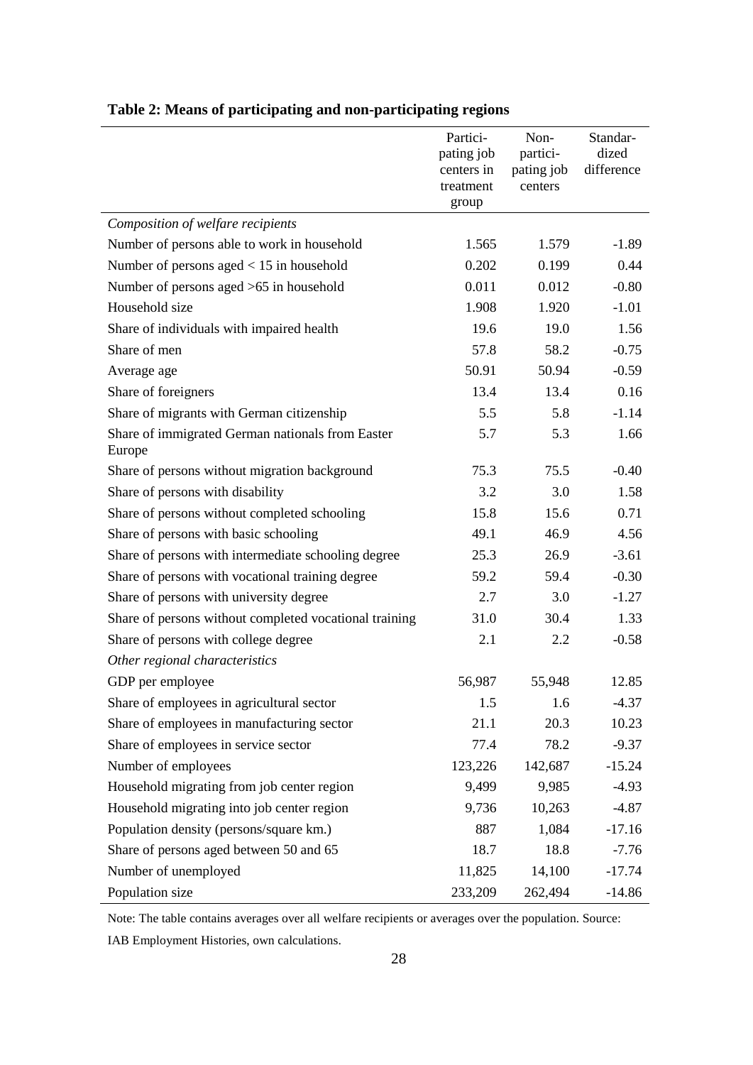**Table 2: Means of participating and non-participating regions**

| | Participating job centers in treatment group | Non-participating job centers | Standardized difference |
|---|---|---|---|
| *Composition of welfare recipients* | | | |
| Number of persons able to work in household | 1.565 | 1.579 | -1.89 |
| Number of persons aged < 15 in household | 0.202 | 0.199 | 0.44 |
| Number of persons aged >65 in household | 0.011 | 0.012 | -0.80 |
| Household size | 1.908 | 1.920 | -1.01 |
| Share of individuals with impaired health | 19.6 | 19.0 | 1.56 |
| Share of men | 57.8 | 58.2 | -0.75 |
| Average age | 50.91 | 50.94 | -0.59 |
| Share of foreigners | 13.4 | 13.4 | 0.16 |
| Share of migrants with German citizenship | 5.5 | 5.8 | -1.14 |
| Share of immigrated German nationals from Easter Europe | 5.7 | 5.3 | 1.66 |
| Share of persons without migration background | 75.3 | 75.5 | -0.40 |
| Share of persons with disability | 3.2 | 3.0 | 1.58 |
| Share of persons without completed schooling | 15.8 | 15.6 | 0.71 |
| Share of persons with basic schooling | 49.1 | 46.9 | 4.56 |
| Share of persons with intermediate schooling degree | 25.3 | 26.9 | -3.61 |
| Share of persons with vocational training degree | 59.2 | 59.4 | -0.30 |
| Share of persons with university degree | 2.7 | 3.0 | -1.27 |
| Share of persons without completed vocational training | 31.0 | 30.4 | 1.33 |
| Share of persons with college degree | 2.1 | 2.2 | -0.58 |
| *Other regional characteristics* | | | |
| GDP per employee | 56,987 | 55,948 | 12.85 |
| Share of employees in agricultural sector | 1.5 | 1.6 | -4.37 |
| Share of employees in manufacturing sector | 21.1 | 20.3 | 10.23 |
| Share of employees in service sector | 77.4 | 78.2 | -9.37 |
| Number of employees | 123,226 | 142,687 | -15.24 |
| Household migrating from job center region | 9,499 | 9,985 | -4.93 |
| Household migrating into job center region | 9,736 | 10,263 | -4.87 |
| Population density (persons/square km.) | 887 | 1,084 | -17.16 |
| Share of persons aged between 50 and 65 | 18.7 | 18.8 | -7.76 |
| Number of unemployed | 11,825 | 14,100 | -17.74 |
| Population size | 233,209 | 262,494 | -14.86 |

Note: The table contains averages over all welfare recipients or averages over the population. Source: IAB Employment Histories, own calculations.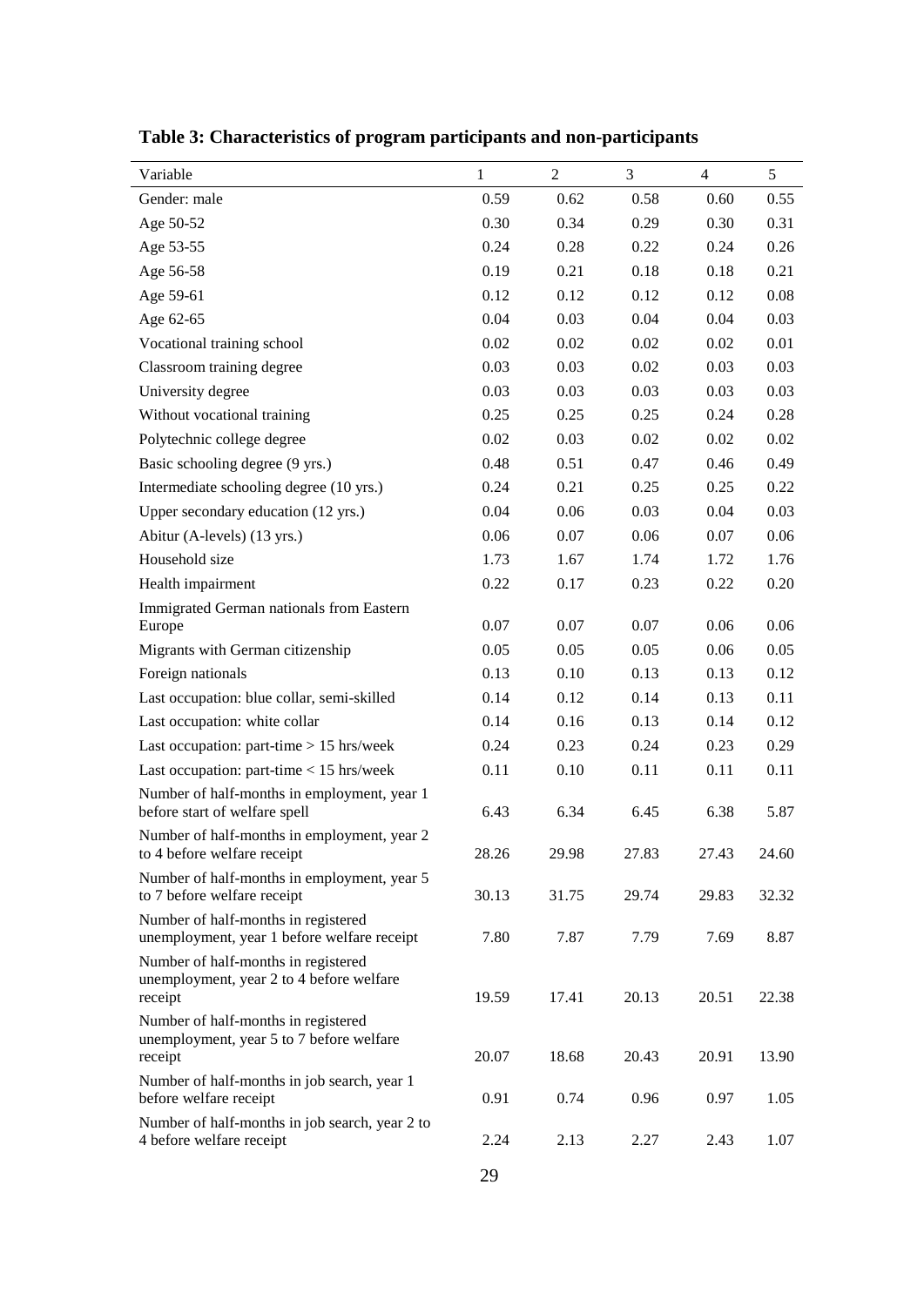**Table 3: Characteristics of program participants and non-participants**

| Variable | 1 | 2 | 3 | 4 | 5 |
|---|---|---|---|---|---|
| Gender: male | 0.59 | 0.62 | 0.58 | 0.60 | 0.55 |
| Age 50-52 | 0.30 | 0.34 | 0.29 | 0.30 | 0.31 |
| Age 53-55 | 0.24 | 0.28 | 0.22 | 0.24 | 0.26 |
| Age 56-58 | 0.19 | 0.21 | 0.18 | 0.18 | 0.21 |
| Age 59-61 | 0.12 | 0.12 | 0.12 | 0.12 | 0.08 |
| Age 62-65 | 0.04 | 0.03 | 0.04 | 0.04 | 0.03 |
| Vocational training school | 0.02 | 0.02 | 0.02 | 0.02 | 0.01 |
| Classroom training degree | 0.03 | 0.03 | 0.02 | 0.03 | 0.03 |
| University degree | 0.03 | 0.03 | 0.03 | 0.03 | 0.03 |
| Without vocational training | 0.25 | 0.25 | 0.25 | 0.24 | 0.28 |
| Polytechnic college degree | 0.02 | 0.03 | 0.02 | 0.02 | 0.02 |
| Basic schooling degree (9 yrs.) | 0.48 | 0.51 | 0.47 | 0.46 | 0.49 |
| Intermediate schooling degree (10 yrs.) | 0.24 | 0.21 | 0.25 | 0.25 | 0.22 |
| Upper secondary education (12 yrs.) | 0.04 | 0.06 | 0.03 | 0.04 | 0.03 |
| Abitur (A-levels) (13 yrs.) | 0.06 | 0.07 | 0.06 | 0.07 | 0.06 |
| Household size | 1.73 | 1.67 | 1.74 | 1.72 | 1.76 |
| Health impairment | 0.22 | 0.17 | 0.23 | 0.22 | 0.20 |
| Immigrated German nationals from Eastern Europe | 0.07 | 0.07 | 0.07 | 0.06 | 0.06 |
| Migrants with German citizenship | 0.05 | 0.05 | 0.05 | 0.06 | 0.05 |
| Foreign nationals | 0.13 | 0.10 | 0.13 | 0.13 | 0.12 |
| Last occupation: blue collar, semi-skilled | 0.14 | 0.12 | 0.14 | 0.13 | 0.11 |
| Last occupation: white collar | 0.14 | 0.16 | 0.13 | 0.14 | 0.12 |
| Last occupation: part-time > 15 hrs/week | 0.24 | 0.23 | 0.24 | 0.23 | 0.29 |
| Last occupation: part-time < 15 hrs/week | 0.11 | 0.10 | 0.11 | 0.11 | 0.11 |
| Number of half-months in employment, year 1 before start of welfare spell | 6.43 | 6.34 | 6.45 | 6.38 | 5.87 |
| Number of half-months in employment, year 2 to 4 before welfare receipt | 28.26 | 29.98 | 27.83 | 27.43 | 24.60 |
| Number of half-months in employment, year 5 to 7 before welfare receipt | 30.13 | 31.75 | 29.74 | 29.83 | 32.32 |
| Number of half-months in registered unemployment, year 1 before welfare receipt | 7.80 | 7.87 | 7.79 | 7.69 | 8.87 |
| Number of half-months in registered unemployment, year 2 to 4 before welfare receipt | 19.59 | 17.41 | 20.13 | 20.51 | 22.38 |
| Number of half-months in registered unemployment, year 5 to 7 before welfare receipt | 20.07 | 18.68 | 20.43 | 20.91 | 13.90 |
| Number of half-months in job search, year 1 before welfare receipt | 0.91 | 0.74 | 0.96 | 0.97 | 1.05 |
| Number of half-months in job search, year 2 to 4 before welfare receipt | 2.24 | 2.13 | 2.27 | 2.43 | 1.07 |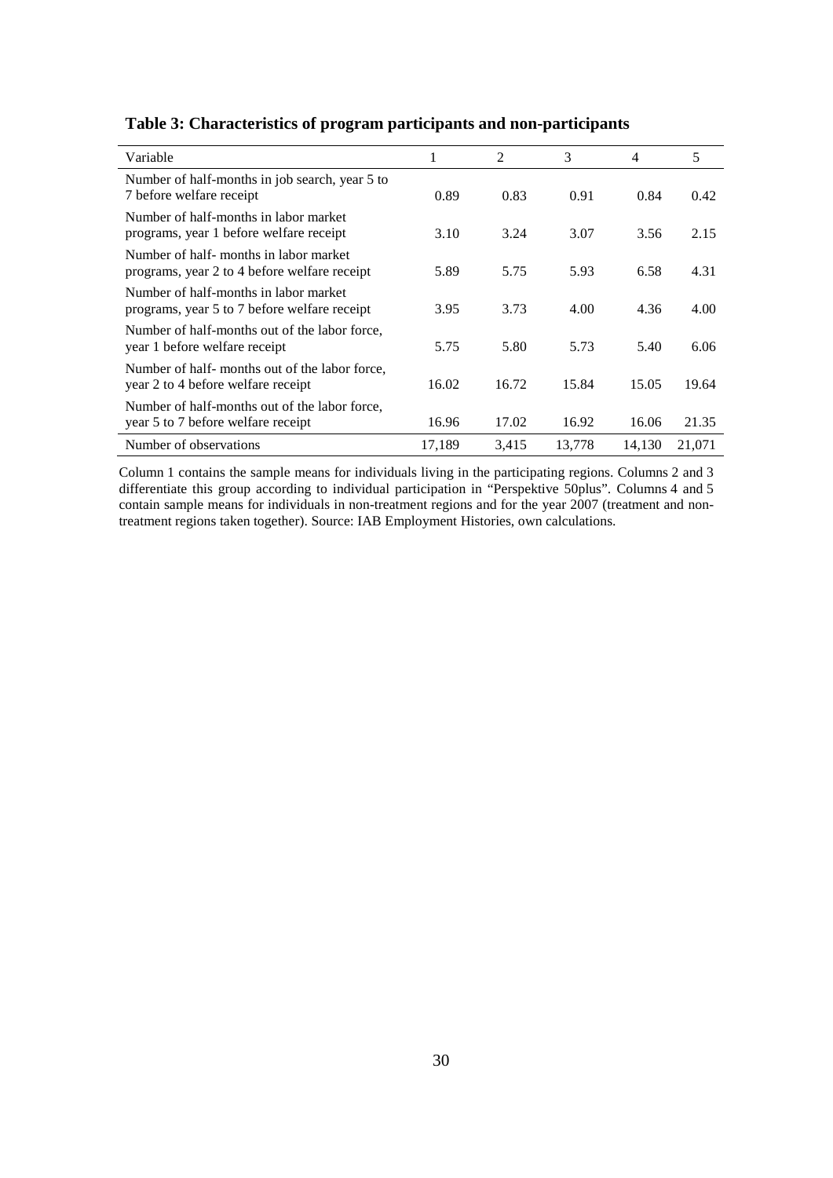**Table 3: Characteristics of program participants and non-participants**

| Variable | 1 | 2 | 3 | 4 | 5 |
|---|---|---|---|---|---|
| Number of half-months in job search, year 5 to 7 before welfare receipt | 0.89 | 0.83 | 0.91 | 0.84 | 0.42 |
| Number of half-months in labor market programs, year 1 before welfare receipt | 3.10 | 3.24 | 3.07 | 3.56 | 2.15 |
| Number of half- months in labor market programs, year 2 to 4 before welfare receipt | 5.89 | 5.75 | 5.93 | 6.58 | 4.31 |
| Number of half-months in labor market programs, year 5 to 7 before welfare receipt | 3.95 | 3.73 | 4.00 | 4.36 | 4.00 |
| Number of half-months out of the labor force, year 1 before welfare receipt | 5.75 | 5.80 | 5.73 | 5.40 | 6.06 |
| Number of half- months out of the labor force, year 2 to 4 before welfare receipt | 16.02 | 16.72 | 15.84 | 15.05 | 19.64 |
| Number of half-months out of the labor force, year 5 to 7 before welfare receipt | 16.96 | 17.02 | 16.92 | 16.06 | 21.35 |
| Number of observations | 17,189 | 3,415 | 13,778 | 14,130 | 21,071 |

Column 1 contains the sample means for individuals living in the participating regions. Columns 2 and 3 differentiate this group according to individual participation in "Perspektive 50plus". Columns 4 and 5 contain sample means for individuals in non-treatment regions and for the year 2007 (treatment and non-treatment regions taken together). Source: IAB Employment Histories, own calculations.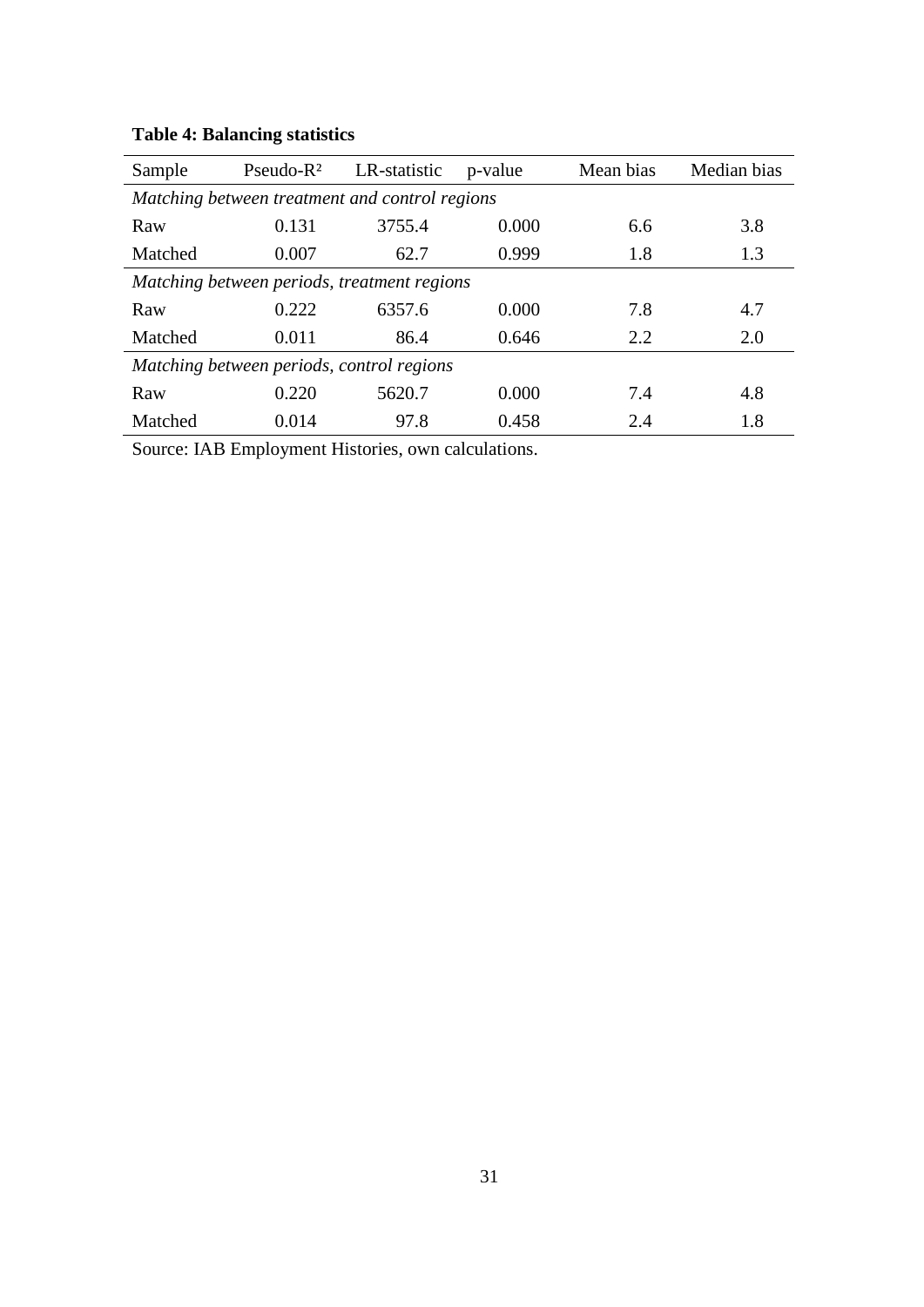**Table 4: Balancing statistics**

| Sample | Pseudo-$R^2$ | LR-statistic | p-value | Mean bias | Median bias |
|---|---|---|---|---|---|
| *Matching between treatment and control regions* | | | | | |
| Raw | 0.131 | 3755.4 | 0.000 | 6.6 | 3.8 |
| Matched | 0.007 | 62.7 | 0.999 | 1.8 | 1.3 |
| *Matching between periods, treatment regions* | | | | | |
| Raw | 0.222 | 6357.6 | 0.000 | 7.8 | 4.7 |
| Matched | 0.011 | 86.4 | 0.646 | 2.2 | 2.0 |
| *Matching between periods, control regions* | | | | | |
| Raw | 0.220 | 5620.7 | 0.000 | 7.4 | 4.8 |
| Matched | 0.014 | 97.8 | 0.458 | 2.4 | 1.8 |

Source: IAB Employment Histories, own calculations.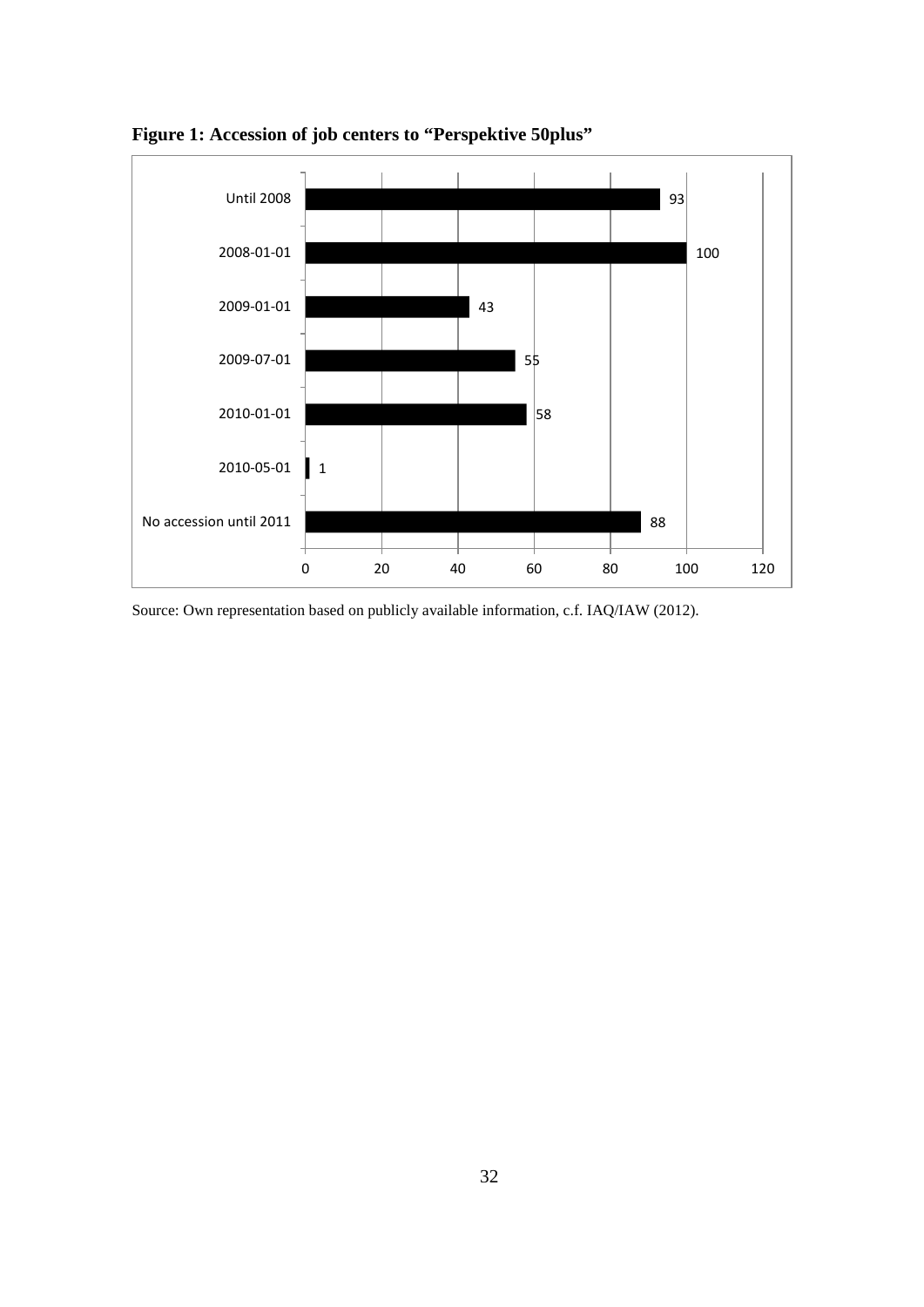**Figure 1: Accession of job centers to "Perspektive 50plus"**

| | |
|---|---|
| Until 2008 | 93 |
| 2008-01-01 | 100 |
| 2009-01-01 | 43 |
| 2009-07-01 | 55 |
| 2010-01-01 | 58 |
| 2010-05-01 | 1 |
| No accession until 2011 | 88 |

Source: Own representation based on publicly available information, c.f. IAQ/IAW (2012).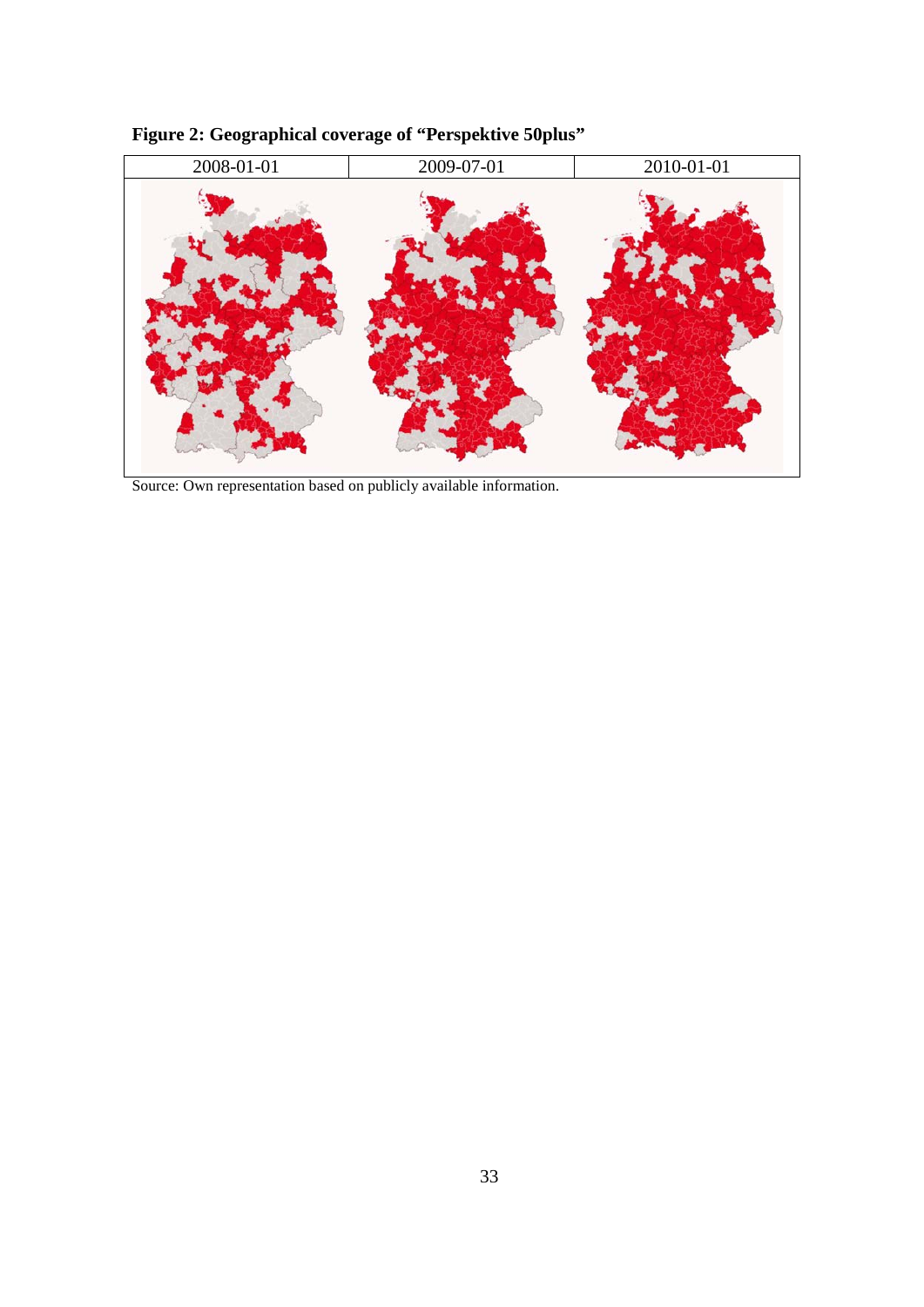**Figure 2: Geographical coverage of "Perspektive 50plus"**

| 2008-01-01 | 2009-07-01 | 2010-01-01 |
|---|---|---|

Source: Own representation based on publicly available information.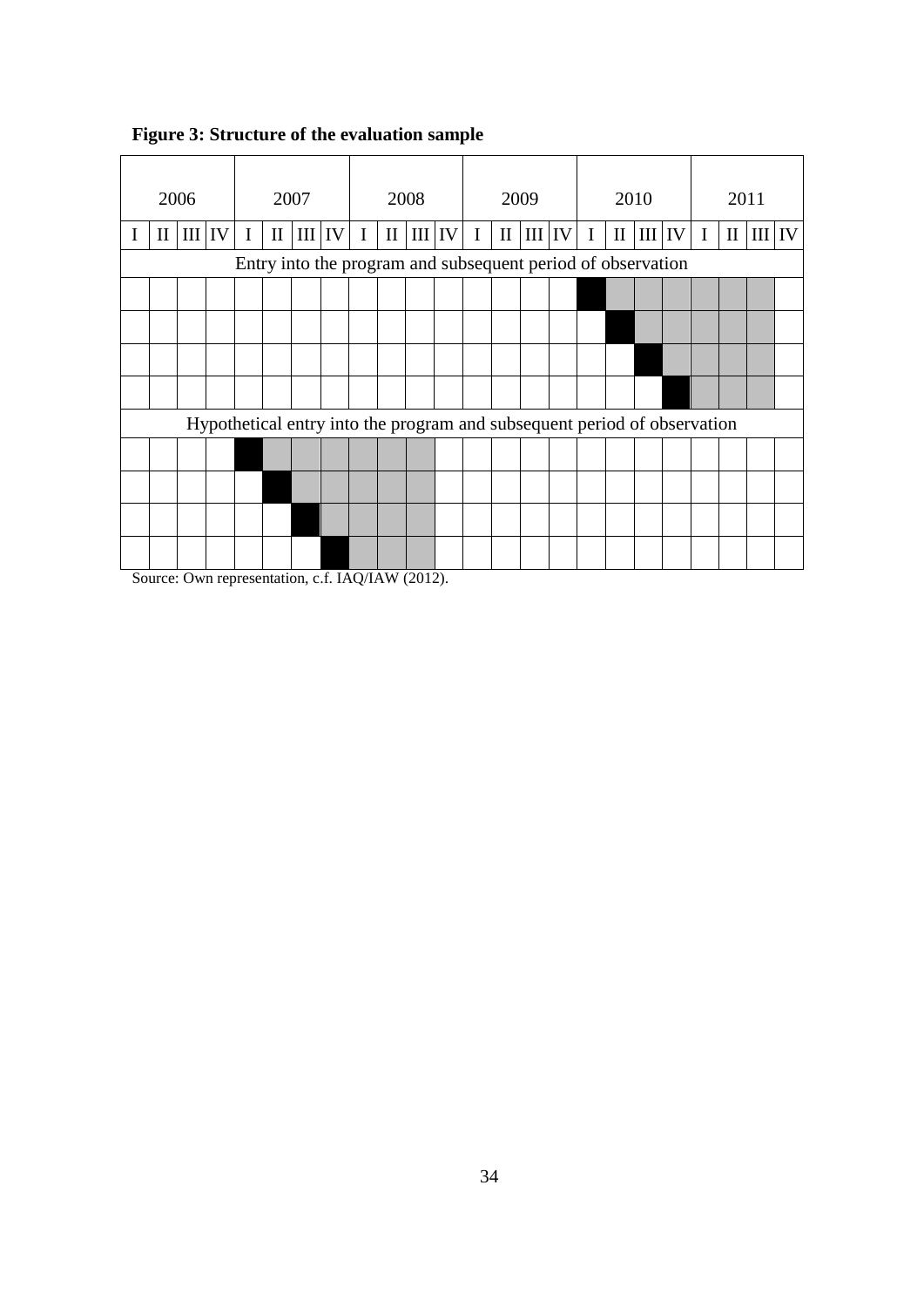**Figure 3: Structure of the evaluation sample**

| 2006 | | | | 2007 | | | | 2008 | | | | 2009 | | | | 2010 | | | | 2011 | | | |
|---|---|---|---|---|---|---|---|---|---|---|---|---|---|---|---|---|---|---|---|---|---|---|---|
| I | II | III | IV | I | II | III | IV | I | II | III | IV | I | II | III | IV | I | II | III | IV | I | II | III | IV |
| Entry into the program and subsequent period of observation | | | | | | | | | | | | | | | | | | | | | | | |
| | | | | | | | | | | | | | | | | | | | | | | | |
| | | | | | | | | | | | | | | | | | | | | | | | |
| | | | | | | | | | | | | | | | | | | | | | | | |
| | | | | | | | | | | | | | | | | | | | | | | | |
| Hypothetical entry into the program and subsequent period of observation | | | | | | | | | | | | | | | | | | | | | | | |
| | | | | | | | | | | | | | | | | | | | | | | | |
| | | | | | | | | | | | | | | | | | | | | | | | |
| | | | | | | | | | | | | | | | | | | | | | | | |
| | | | | | | | | | | | | | | | | | | | | | | | |

Source: Own representation, c.f. IAQ/IAW (2012).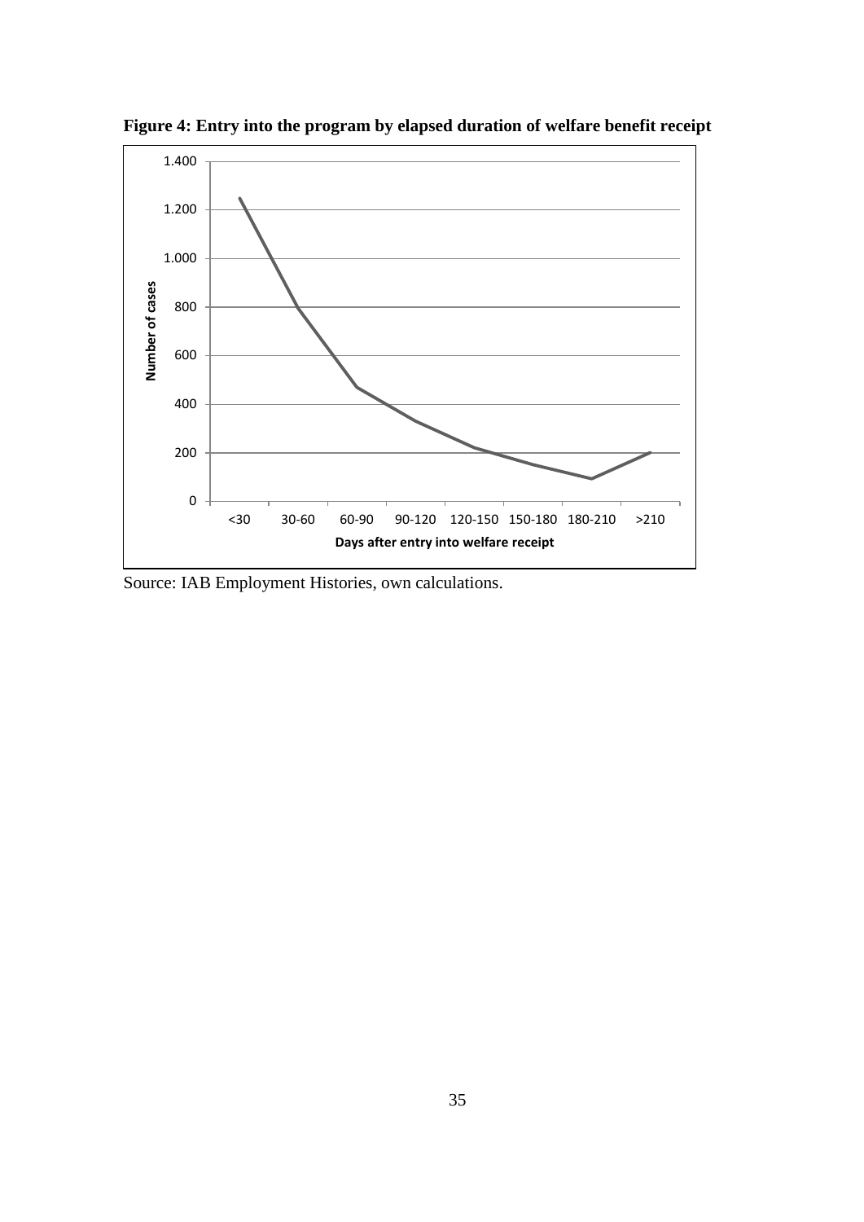**Figure 4: Entry into the program by elapsed duration of welfare benefit receipt**

Source: IAB Employment Histories, own calculations.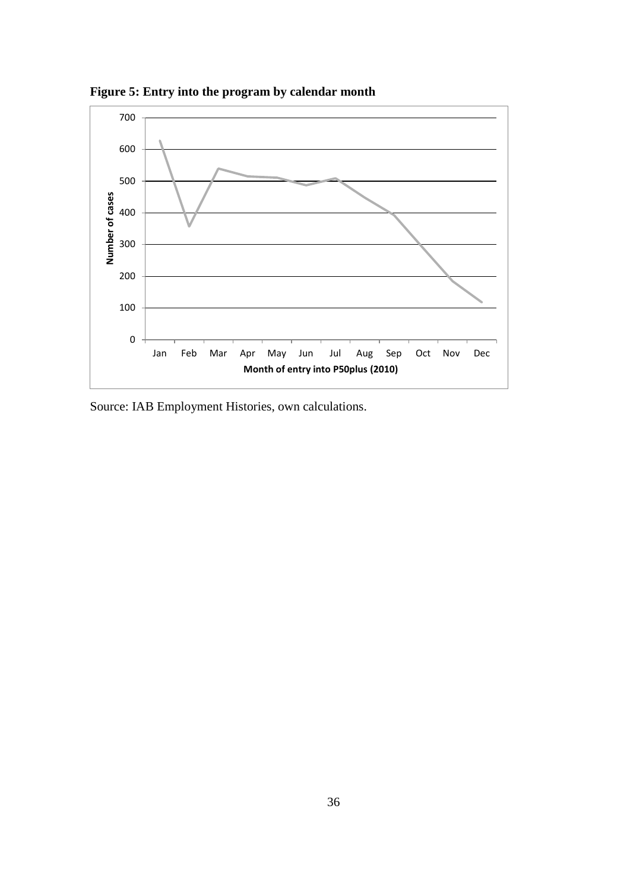**Figure 5: Entry into the program by calendar month**

Source: IAB Employment Histories, own calculations.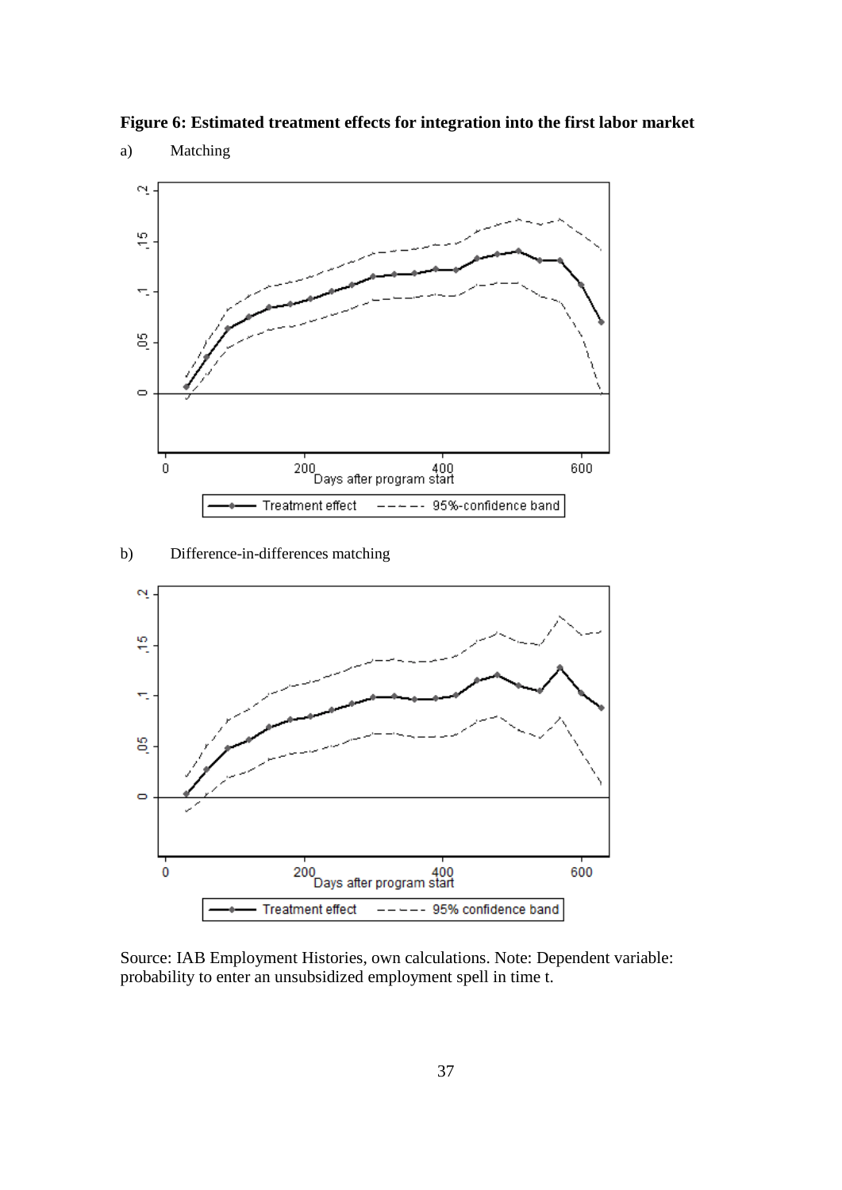**Figure 6: Estimated treatment effects for integration into the first labor market**

a) Matching

b) Difference-in-differences matching

Source: IAB Employment Histories, own calculations. Note: Dependent variable: probability to enter an unsubsidized employment spell in time t.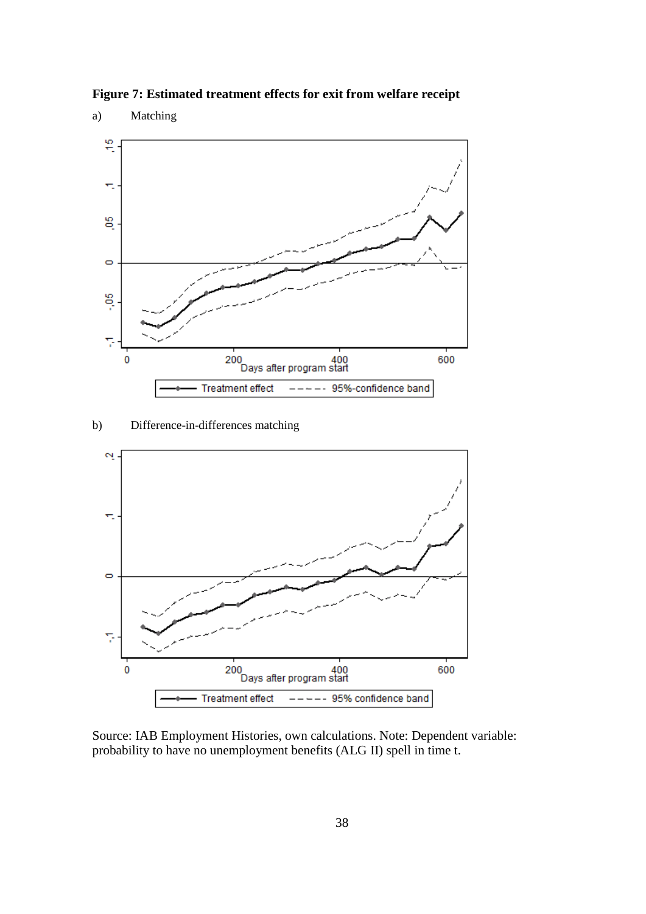**Figure 7: Estimated treatment effects for exit from welfare receipt**

a) Matching

b) Difference-in-differences matching

Source: IAB Employment Histories, own calculations. Note: Dependent variable: probability to have no unemployment benefits (ALG II) spell in time t.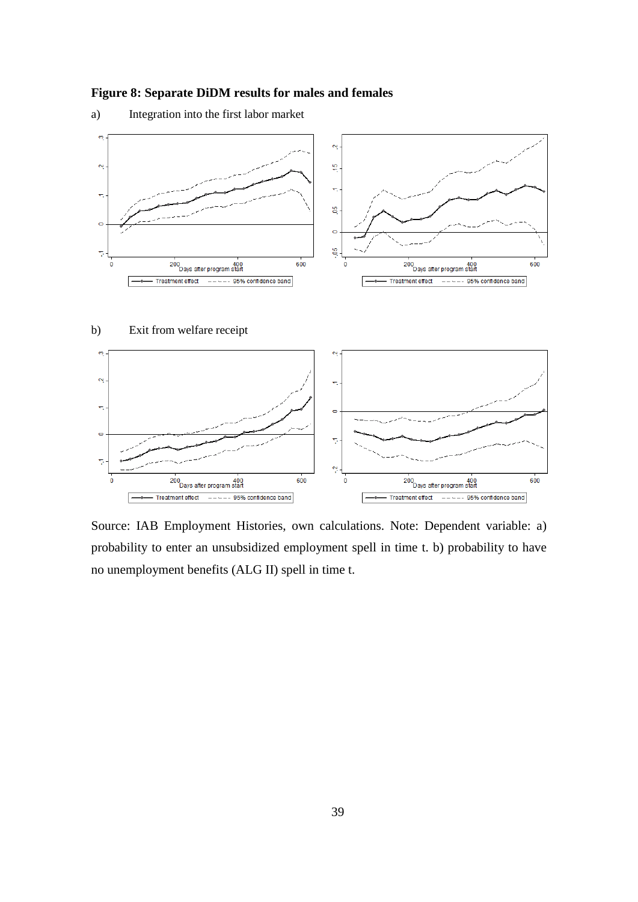**Figure 8: Separate DiDM results for males and females**

a) Integration into the first labor market

b) Exit from welfare receipt

Source: IAB Employment Histories, own calculations. Note: Dependent variable: a) probability to enter an unsubsidized employment spell in time t. b) probability to have no unemployment benefits (ALG II) spell in time t.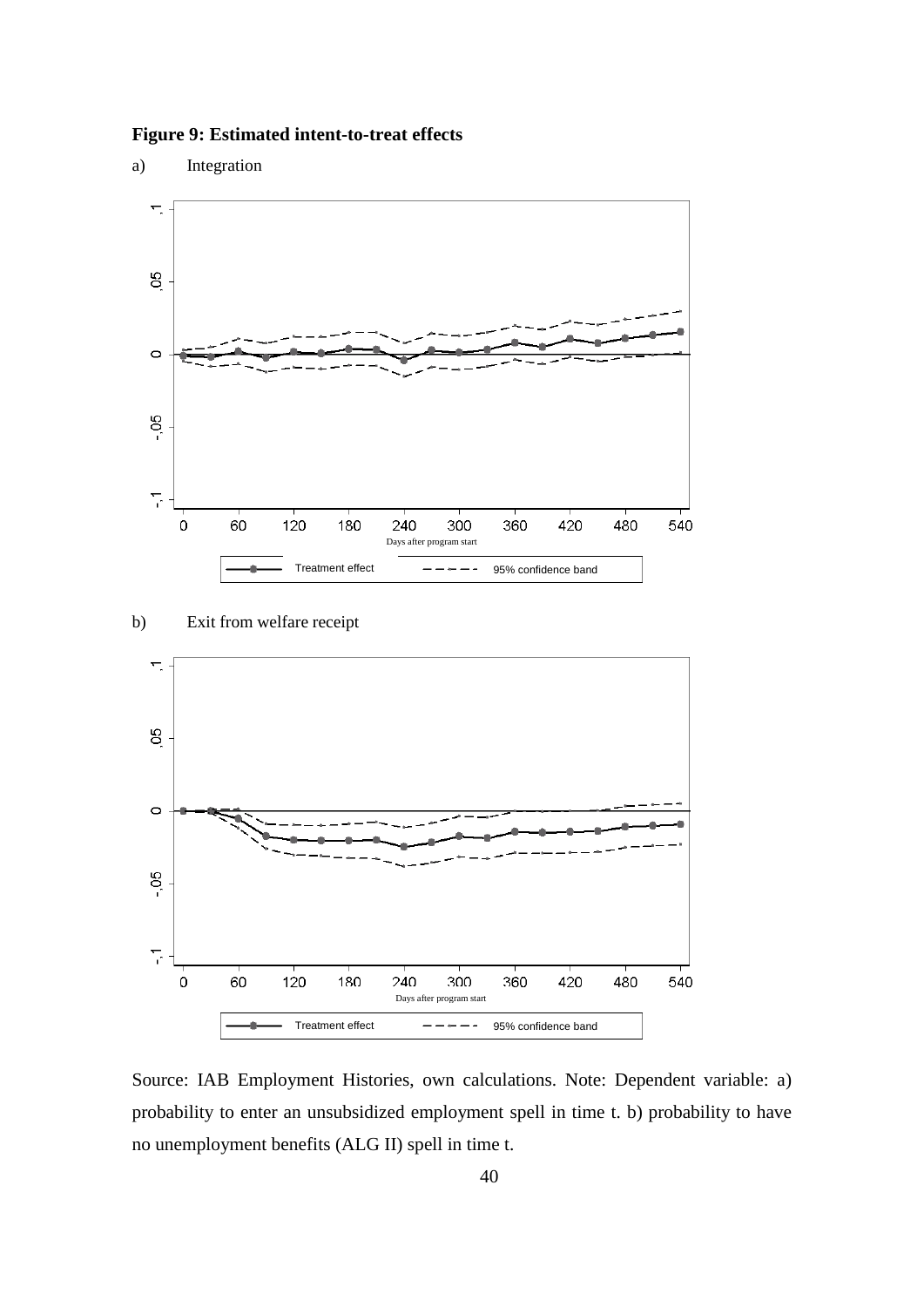**Figure 9: Estimated intent-to-treat effects**

a) Integration

b) Exit from welfare receipt

Source: IAB Employment Histories, own calculations. Note: Dependent variable: a) probability to enter an unsubsidized employment spell in time t. b) probability to have no unemployment benefits (ALG II) spell in time t.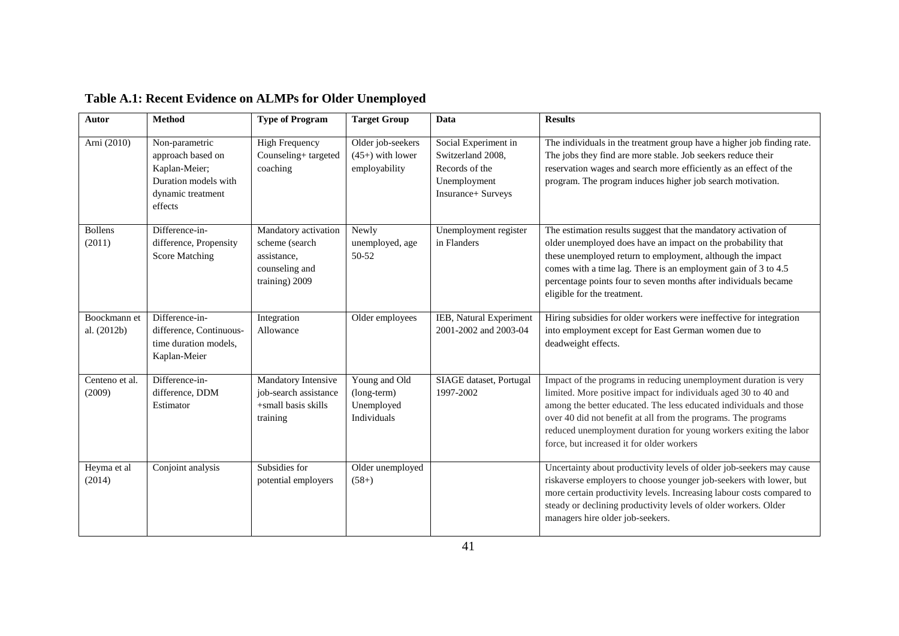**Table A.1: Recent Evidence on ALMPs for Older Unemployed**

| Autor | Method | Type of Program | Target Group | Data | Results |
|---|---|---|---|---|---|
| Arni (2010) | Non-parametric approach based on Kaplan-Meier; Duration models with dynamic treatment effects | High Frequency Counseling+ targeted coaching | Older job-seekers (45+) with lower employability | Social Experiment in Switzerland 2008, Records of the Unemployment Insurance+ Surveys | The individuals in the treatment group have a higher job finding rate. The jobs they find are more stable. Job seekers reduce their reservation wages and search more efficiently as an effect of the program. The program induces higher job search motivation. |
| Bollens (2011) | Difference-in-difference, Propensity Score Matching | Mandatory activation scheme (search assistance, counseling and training) 2009 | Newly unemployed, age 50-52 | Unemployment register in Flanders | The estimation results suggest that the mandatory activation of older unemployed does have an impact on the probability that these unemployed return to employment, although the impact comes with a time lag. There is an employment gain of 3 to 4.5 percentage points four to seven months after individuals became eligible for the treatment. |
| Boockmann et al. (2012b) | Difference-in-difference, Continuous-time duration models, Kaplan-Meier | Integration Allowance | Older employees | IEB, Natural Experiment 2001-2002 and 2003-04 | Hiring subsidies for older workers were ineffective for integration into employment except for East German women due to deadweight effects. |
| Centeno et al. (2009) | Difference-in-difference, DDM Estimator | Mandatory Intensive job-search assistance +small basis skills training | Young and Old (long-term) Unemployed Individuals | SIAGE dataset, Portugal 1997-2002 | Impact of the programs in reducing unemployment duration is very limited. More positive impact for individuals aged 30 to 40 and among the better educated. The less educated individuals and those over 40 did not benefit at all from the programs. The programs reduced unemployment duration for young workers exiting the labor force, but increased it for older workers |
| Heyma et al (2014) | Conjoint analysis | Subsidies for potential employers | Older unemployed (58+) | | Uncertainty about productivity levels of older job-seekers may cause riskaverse employers to choose younger job-seekers with lower, but more certain productivity levels. Increasing labour costs compared to steady or declining productivity levels of older workers. Older managers hire older job-seekers. |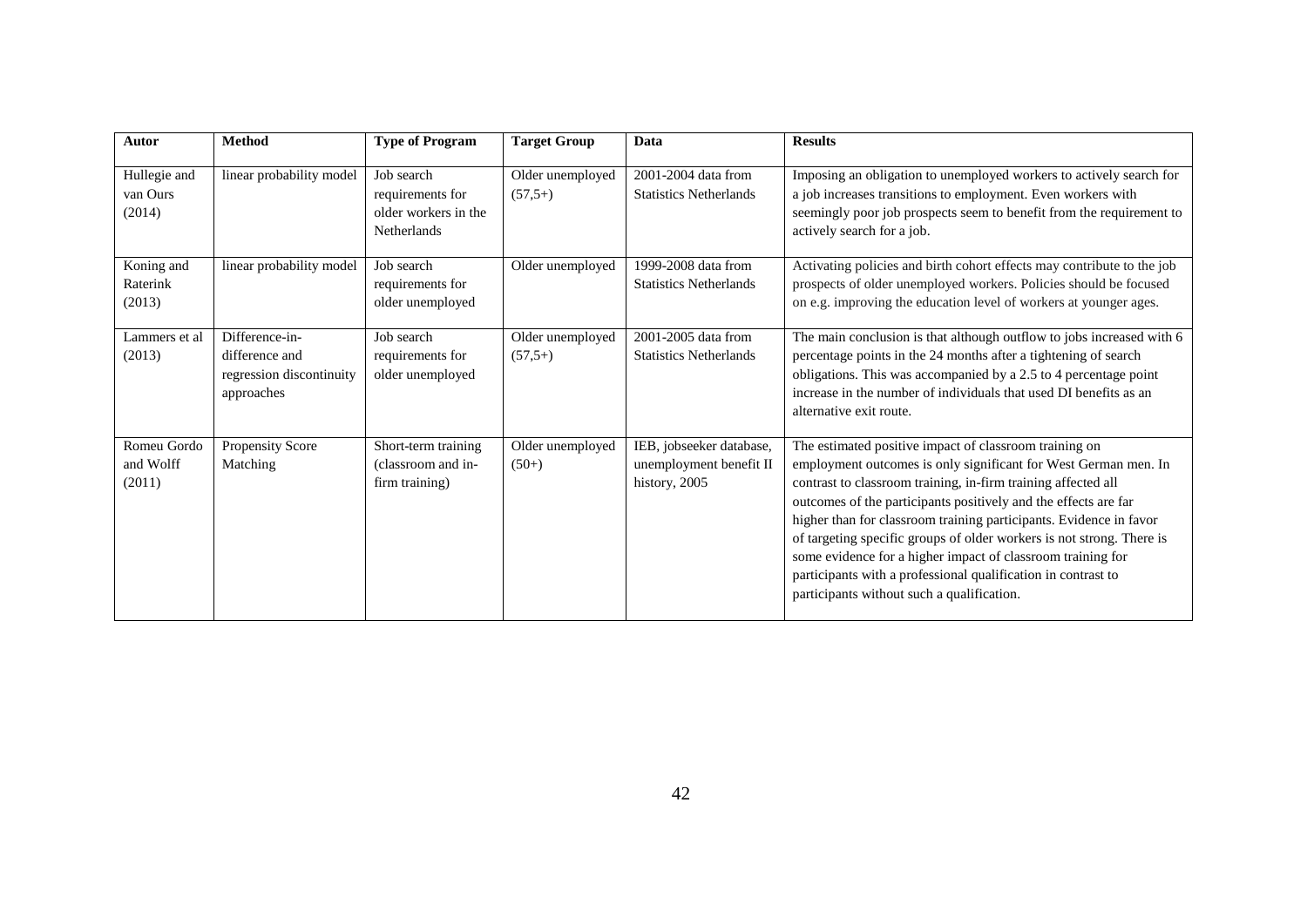| Autor | Method | Type of Program | Target Group | Data | Results |
|---|---|---|---|---|---|
| Hullegie and van Ours (2014) | linear probability model | Job search requirements for older workers in the Netherlands | Older unemployed (57,5+) | 2001-2004 data from Statistics Netherlands | Imposing an obligation to unemployed workers to actively search for a job increases transitions to employment. Even workers with seemingly poor job prospects seem to benefit from the requirement to actively search for a job. |
| Koning and Raterink (2013) | linear probability model | Job search requirements for older unemployed | Older unemployed | 1999-2008 data from Statistics Netherlands | Activating policies and birth cohort effects may contribute to the job prospects of older unemployed workers. Policies should be focused on e.g. improving the education level of workers at younger ages. |
| Lammers et al (2013) | Difference-in-difference and regression discontinuity approaches | Job search requirements for older unemployed | Older unemployed (57,5+) | 2001-2005 data from Statistics Netherlands | The main conclusion is that although outflow to jobs increased with 6 percentage points in the 24 months after a tightening of search obligations. This was accompanied by a 2.5 to 4 percentage point increase in the number of individuals that used DI benefits as an alternative exit route. |
| Romeu Gordo and Wolff (2011) | Propensity Score Matching | Short-term training (classroom and in-firm training) | Older unemployed (50+) | IEB, jobseeker database, unemployment benefit II history, 2005 | The estimated positive impact of classroom training on employment outcomes is only significant for West German men. In contrast to classroom training, in-firm training affected all outcomes of the participants positively and the effects are far higher than for classroom training participants. Evidence in favor of targeting specific groups of older workers is not strong. There is some evidence for a higher impact of classroom training for participants with a professional qualification in contrast to participants without such a qualification. |